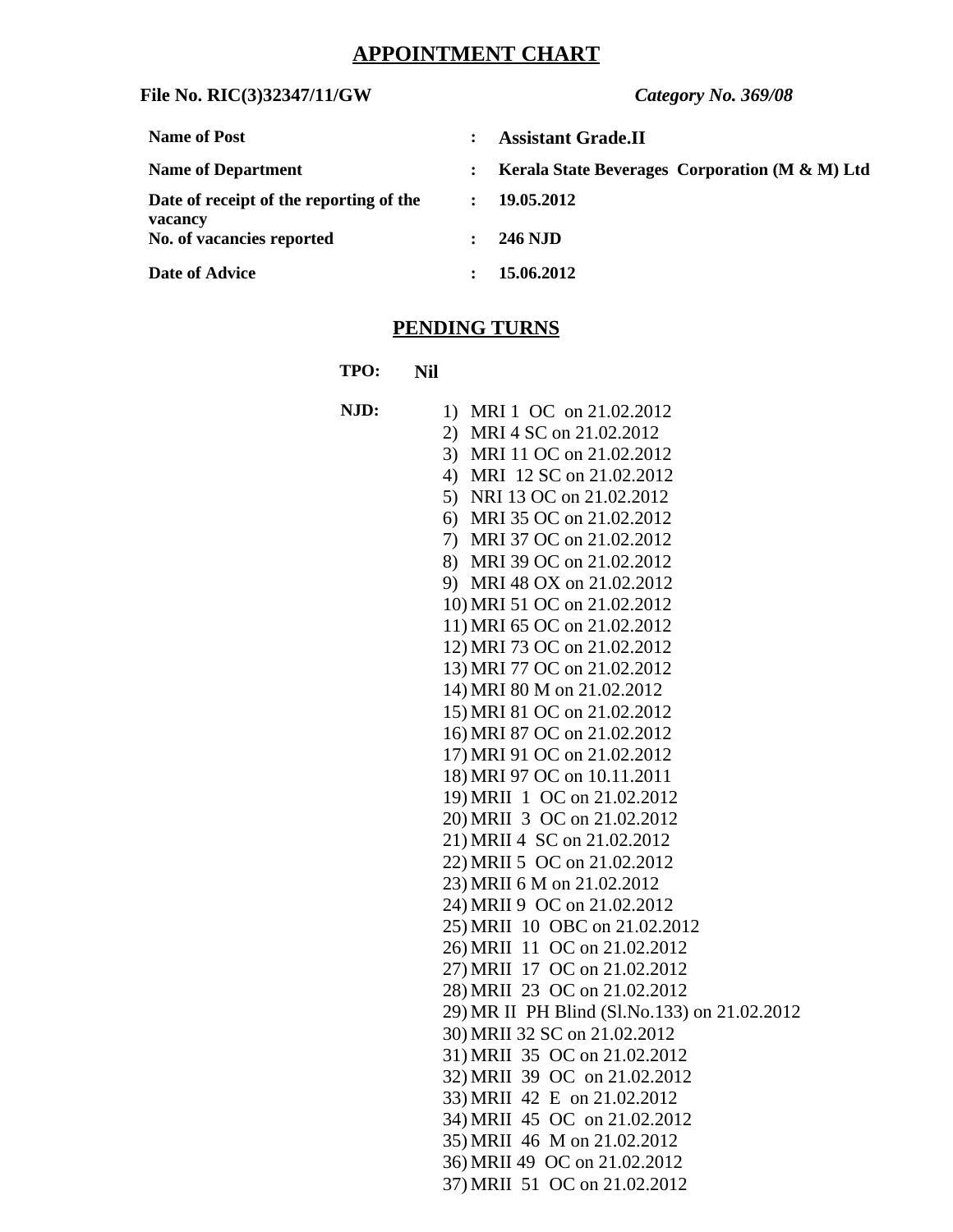# APPOINTMENT CHART

**File No. RIC(3)32347/11/GW** *Category No. 369/08*

| | | |
|---|---|---|
| **Name of Post** | : | **Assistant Grade.II** |
| **Name of Department** | : | **Kerala State Beverages Corporation (M & M) Ltd** |
| **Date of receipt of the reporting of the vacancy** | : | **19.05.2012** |
| **No. of vacancies reported** | : | **246 NJD** |
| **Date of Advice** | : | **15.06.2012** |

## PENDING TURNS

**TPO:** **Nil**

**NJD:**

1) MRI 1 OC on 21.02.2012
2) MRI 4 SC on 21.02.2012
3) MRI 11 OC on 21.02.2012
4) MRI 12 SC on 21.02.2012
5) NRI 13 OC on 21.02.2012
6) MRI 35 OC on 21.02.2012
7) MRI 37 OC on 21.02.2012
8) MRI 39 OC on 21.02.2012
9) MRI 48 OX on 21.02.2012
10) MRI 51 OC on 21.02.2012
11) MRI 65 OC on 21.02.2012
12) MRI 73 OC on 21.02.2012
13) MRI 77 OC on 21.02.2012
14) MRI 80 M on 21.02.2012
15) MRI 81 OC on 21.02.2012
16) MRI 87 OC on 21.02.2012
17) MRI 91 OC on 21.02.2012
18) MRI 97 OC on 10.11.2011
19) MRII 1 OC on 21.02.2012
20) MRII 3 OC on 21.02.2012
21) MRII 4 SC on 21.02.2012
22) MRII 5 OC on 21.02.2012
23) MRII 6 M on 21.02.2012
24) MRII 9 OC on 21.02.2012
25) MRII 10 OBC on 21.02.2012
26) MRII 11 OC on 21.02.2012
27) MRII 17 OC on 21.02.2012
28) MRII 23 OC on 21.02.2012
29) MR II PH Blind (Sl.No.133) on 21.02.2012
30) MRII 32 SC on 21.02.2012
31) MRII 35 OC on 21.02.2012
32) MRII 39 OC on 21.02.2012
33) MRII 42 E on 21.02.2012
34) MRII 45 OC on 21.02.2012
35) MRII 46 M on 21.02.2012
36) MRII 49 OC on 21.02.2012
37) MRII 51 OC on 21.02.2012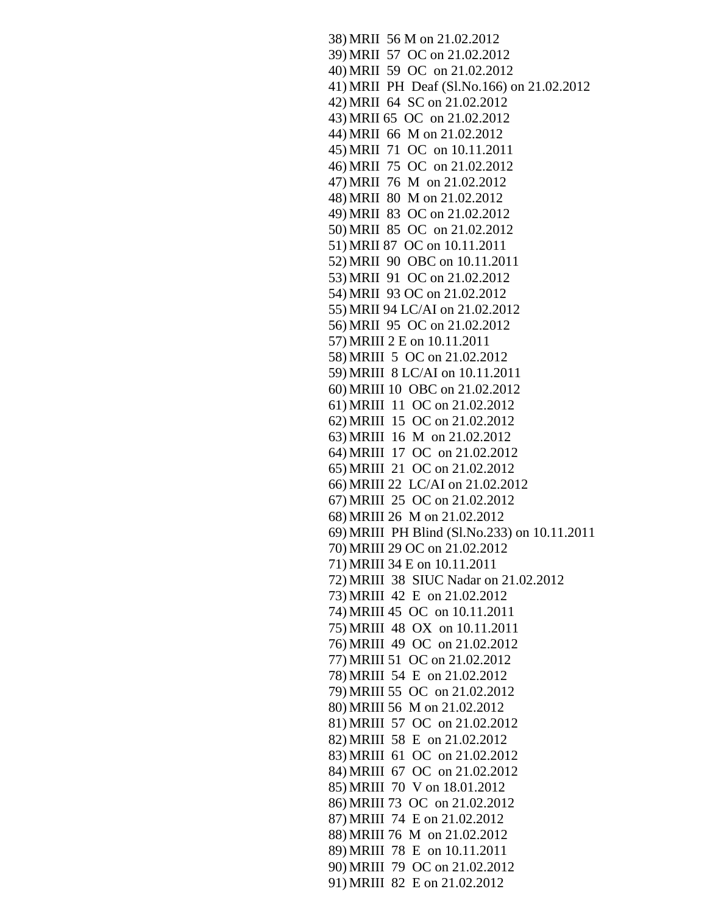38) MRII 56 M on 21.02.2012
39) MRII 57 OC on 21.02.2012
40) MRII 59 OC on 21.02.2012
41) MRII PH Deaf (Sl.No.166) on 21.02.2012
42) MRII 64 SC on 21.02.2012
43) MRII 65 OC on 21.02.2012
44) MRII 66 M on 21.02.2012
45) MRII 71 OC on 10.11.2011
46) MRII 75 OC on 21.02.2012
47) MRII 76 M on 21.02.2012
48) MRII 80 M on 21.02.2012
49) MRII 83 OC on 21.02.2012
50) MRII 85 OC on 21.02.2012
51) MRII 87 OC on 10.11.2011
52) MRII 90 OBC on 10.11.2011
53) MRII 91 OC on 21.02.2012
54) MRII 93 OC on 21.02.2012
55) MRII 94 LC/AI on 21.02.2012
56) MRII 95 OC on 21.02.2012
57) MRIII 2 E on 10.11.2011
58) MRIII 5 OC on 21.02.2012
59) MRIII 8 LC/AI on 10.11.2011
60) MRIII 10 OBC on 21.02.2012
61) MRIII 11 OC on 21.02.2012
62) MRIII 15 OC on 21.02.2012
63) MRIII 16 M on 21.02.2012
64) MRIII 17 OC on 21.02.2012
65) MRIII 21 OC on 21.02.2012
66) MRIII 22 LC/AI on 21.02.2012
67) MRIII 25 OC on 21.02.2012
68) MRIII 26 M on 21.02.2012
69) MRIII PH Blind (Sl.No.233) on 10.11.2011
70) MRIII 29 OC on 21.02.2012
71) MRIII 34 E on 10.11.2011
72) MRIII 38 SIUC Nadar on 21.02.2012
73) MRIII 42 E on 21.02.2012
74) MRIII 45 OC on 10.11.2011
75) MRIII 48 OX on 10.11.2011
76) MRIII 49 OC on 21.02.2012
77) MRIII 51 OC on 21.02.2012
78) MRIII 54 E on 21.02.2012
79) MRIII 55 OC on 21.02.2012
80) MRIII 56 M on 21.02.2012
81) MRIII 57 OC on 21.02.2012
82) MRIII 58 E on 21.02.2012
83) MRIII 61 OC on 21.02.2012
84) MRIII 67 OC on 21.02.2012
85) MRIII 70 V on 18.01.2012
86) MRIII 73 OC on 21.02.2012
87) MRIII 74 E on 21.02.2012
88) MRIII 76 M on 21.02.2012
89) MRIII 78 E on 10.11.2011
90) MRIII 79 OC on 21.02.2012
91) MRIII 82 E on 21.02.2012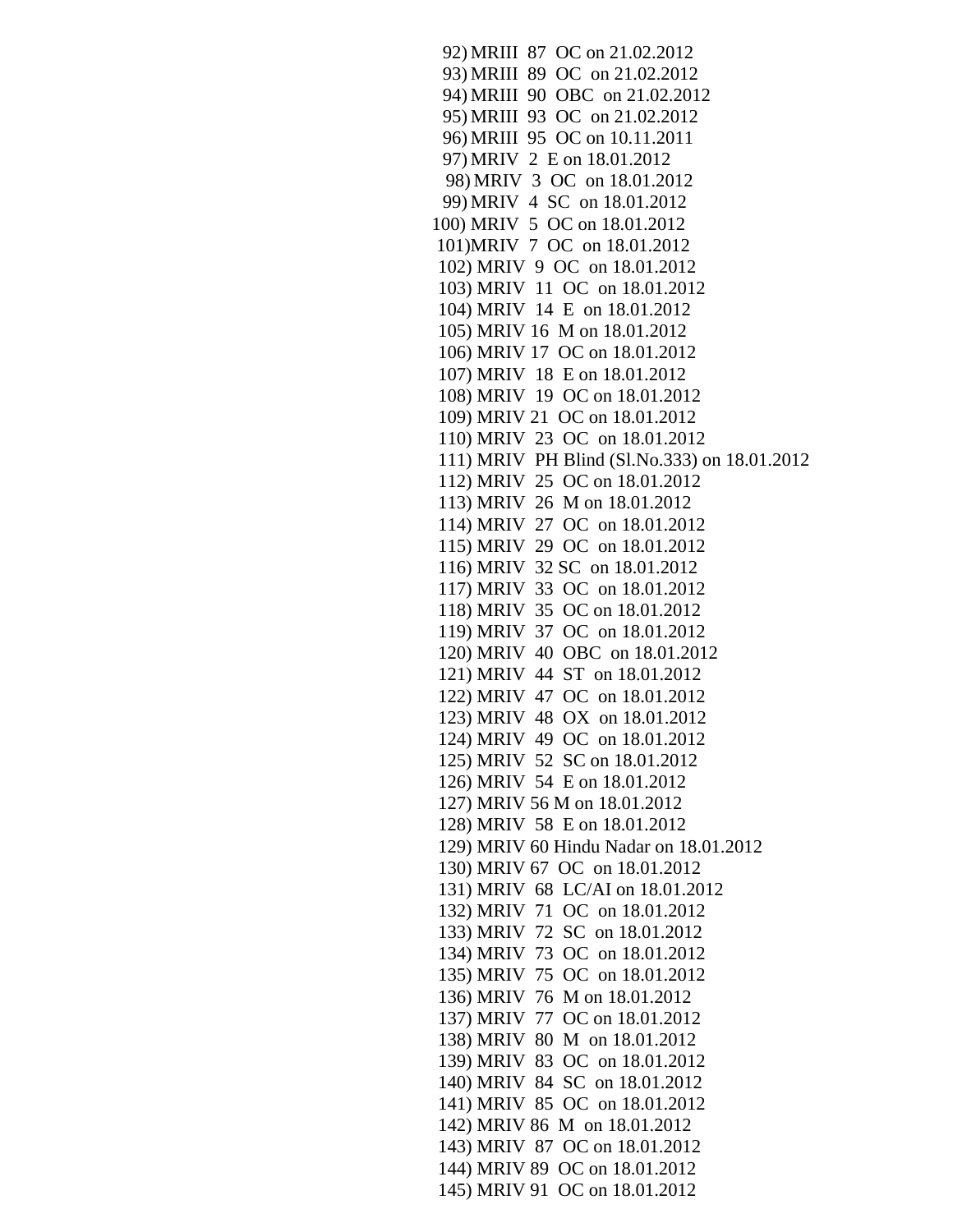92) MRIII 87 OC on 21.02.2012
93) MRIII 89 OC on 21.02.2012
94) MRIII 90 OBC on 21.02.2012
95) MRIII 93 OC on 21.02.2012
96) MRIII 95 OC on 10.11.2011
97) MRIV 2 E on 18.01.2012
98) MRIV 3 OC on 18.01.2012
99) MRIV 4 SC on 18.01.2012
100) MRIV 5 OC on 18.01.2012
101) MRIV 7 OC on 18.01.2012
102) MRIV 9 OC on 18.01.2012
103) MRIV 11 OC on 18.01.2012
104) MRIV 14 E on 18.01.2012
105) MRIV 16 M on 18.01.2012
106) MRIV 17 OC on 18.01.2012
107) MRIV 18 E on 18.01.2012
108) MRIV 19 OC on 18.01.2012
109) MRIV 21 OC on 18.01.2012
110) MRIV 23 OC on 18.01.2012
111) MRIV PH Blind (Sl.No.333) on 18.01.2012
112) MRIV 25 OC on 18.01.2012
113) MRIV 26 M on 18.01.2012
114) MRIV 27 OC on 18.01.2012
115) MRIV 29 OC on 18.01.2012
116) MRIV 32 SC on 18.01.2012
117) MRIV 33 OC on 18.01.2012
118) MRIV 35 OC on 18.01.2012
119) MRIV 37 OC on 18.01.2012
120) MRIV 40 OBC on 18.01.2012
121) MRIV 44 ST on 18.01.2012
122) MRIV 47 OC on 18.01.2012
123) MRIV 48 OX on 18.01.2012
124) MRIV 49 OC on 18.01.2012
125) MRIV 52 SC on 18.01.2012
126) MRIV 54 E on 18.01.2012
127) MRIV 56 M on 18.01.2012
128) MRIV 58 E on 18.01.2012
129) MRIV 60 Hindu Nadar on 18.01.2012
130) MRIV 67 OC on 18.01.2012
131) MRIV 68 LC/AI on 18.01.2012
132) MRIV 71 OC on 18.01.2012
133) MRIV 72 SC on 18.01.2012
134) MRIV 73 OC on 18.01.2012
135) MRIV 75 OC on 18.01.2012
136) MRIV 76 M on 18.01.2012
137) MRIV 77 OC on 18.01.2012
138) MRIV 80 M on 18.01.2012
139) MRIV 83 OC on 18.01.2012
140) MRIV 84 SC on 18.01.2012
141) MRIV 85 OC on 18.01.2012
142) MRIV 86 M on 18.01.2012
143) MRIV 87 OC on 18.01.2012
144) MRIV 89 OC on 18.01.2012
145) MRIV 91 OC on 18.01.2012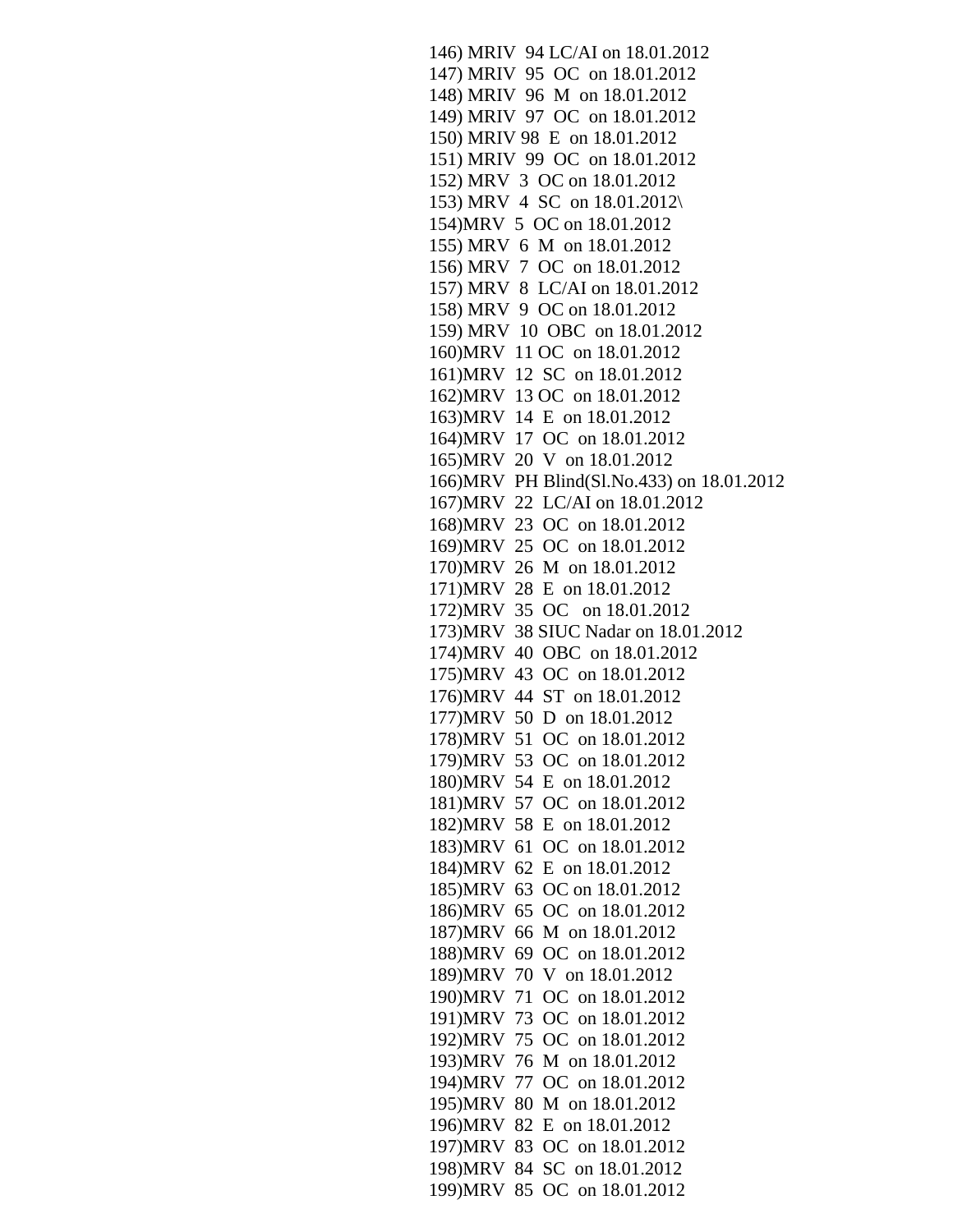146) MRIV 94 LC/AI on 18.01.2012
147) MRIV 95 OC on 18.01.2012
148) MRIV 96 M on 18.01.2012
149) MRIV 97 OC on 18.01.2012
150) MRIV 98 E on 18.01.2012
151) MRIV 99 OC on 18.01.2012
152) MRV 3 OC on 18.01.2012
153) MRV 4 SC on 18.01.2012\
154)MRV 5 OC on 18.01.2012
155) MRV 6 M on 18.01.2012
156) MRV 7 OC on 18.01.2012
157) MRV 8 LC/AI on 18.01.2012
158) MRV 9 OC on 18.01.2012
159) MRV 10 OBC on 18.01.2012
160)MRV 11 OC on 18.01.2012
161)MRV 12 SC on 18.01.2012
162)MRV 13 OC on 18.01.2012
163)MRV 14 E on 18.01.2012
164)MRV 17 OC on 18.01.2012
165)MRV 20 V on 18.01.2012
166)MRV PH Blind(Sl.No.433) on 18.01.2012
167)MRV 22 LC/AI on 18.01.2012
168)MRV 23 OC on 18.01.2012
169)MRV 25 OC on 18.01.2012
170)MRV 26 M on 18.01.2012
171)MRV 28 E on 18.01.2012
172)MRV 35 OC on 18.01.2012
173)MRV 38 SIUC Nadar on 18.01.2012
174)MRV 40 OBC on 18.01.2012
175)MRV 43 OC on 18.01.2012
176)MRV 44 ST on 18.01.2012
177)MRV 50 D on 18.01.2012
178)MRV 51 OC on 18.01.2012
179)MRV 53 OC on 18.01.2012
180)MRV 54 E on 18.01.2012
181)MRV 57 OC on 18.01.2012
182)MRV 58 E on 18.01.2012
183)MRV 61 OC on 18.01.2012
184)MRV 62 E on 18.01.2012
185)MRV 63 OC on 18.01.2012
186)MRV 65 OC on 18.01.2012
187)MRV 66 M on 18.01.2012
188)MRV 69 OC on 18.01.2012
189)MRV 70 V on 18.01.2012
190)MRV 71 OC on 18.01.2012
191)MRV 73 OC on 18.01.2012
192)MRV 75 OC on 18.01.2012
193)MRV 76 M on 18.01.2012
194)MRV 77 OC on 18.01.2012
195)MRV 80 M on 18.01.2012
196)MRV 82 E on 18.01.2012
197)MRV 83 OC on 18.01.2012
198)MRV 84 SC on 18.01.2012
199)MRV 85 OC on 18.01.2012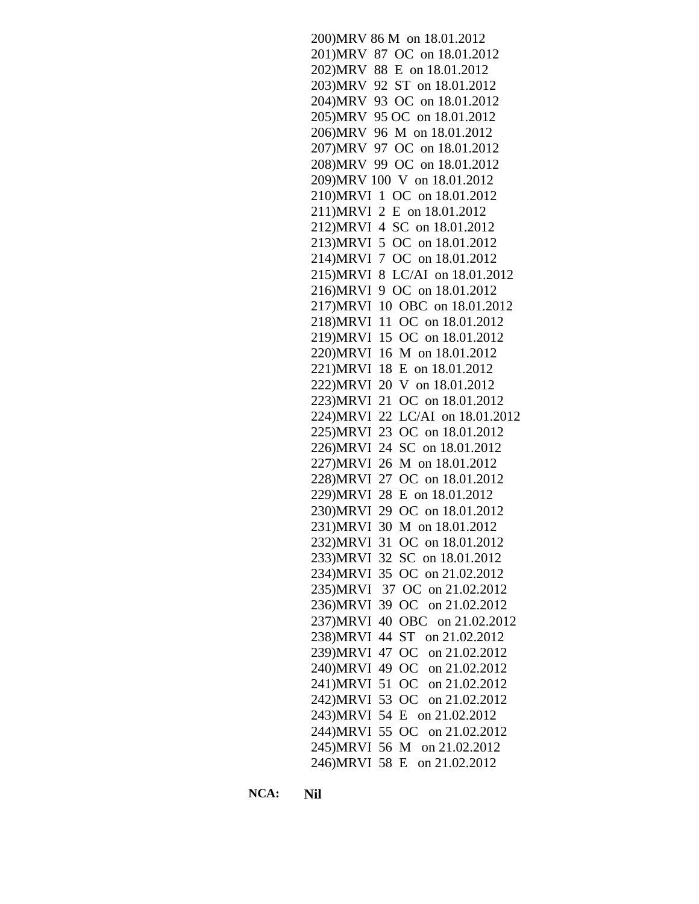200)MRV 86 M on 18.01.2012  
201)MRV 87 OC on 18.01.2012  
202)MRV 88 E on 18.01.2012  
203)MRV 92 ST on 18.01.2012  
204)MRV 93 OC on 18.01.2012  
205)MRV 95 OC on 18.01.2012  
206)MRV 96 M on 18.01.2012  
207)MRV 97 OC on 18.01.2012  
208)MRV 99 OC on 18.01.2012  
209)MRV 100 V on 18.01.2012  
210)MRVI 1 OC on 18.01.2012  
211)MRVI 2 E on 18.01.2012  
212)MRVI 4 SC on 18.01.2012  
213)MRVI 5 OC on 18.01.2012  
214)MRVI 7 OC on 18.01.2012  
215)MRVI 8 LC/AI on 18.01.2012  
216)MRVI 9 OC on 18.01.2012  
217)MRVI 10 OBC on 18.01.2012  
218)MRVI 11 OC on 18.01.2012  
219)MRVI 15 OC on 18.01.2012  
220)MRVI 16 M on 18.01.2012  
221)MRVI 18 E on 18.01.2012  
222)MRVI 20 V on 18.01.2012  
223)MRVI 21 OC on 18.01.2012  
224)MRVI 22 LC/AI on 18.01.2012  
225)MRVI 23 OC on 18.01.2012  
226)MRVI 24 SC on 18.01.2012  
227)MRVI 26 M on 18.01.2012  
228)MRVI 27 OC on 18.01.2012  
229)MRVI 28 E on 18.01.2012  
230)MRVI 29 OC on 18.01.2012  
231)MRVI 30 M on 18.01.2012  
232)MRVI 31 OC on 18.01.2012  
233)MRVI 32 SC on 18.01.2012  
234)MRVI 35 OC on 21.02.2012  
235)MRVI 37 OC on 21.02.2012  
236)MRVI 39 OC on 21.02.2012  
237)MRVI 40 OBC on 21.02.2012  
238)MRVI 44 ST on 21.02.2012  
239)MRVI 47 OC on 21.02.2012  
240)MRVI 49 OC on 21.02.2012  
241)MRVI 51 OC on 21.02.2012  
242)MRVI 53 OC on 21.02.2012  
243)MRVI 54 E on 21.02.2012  
244)MRVI 55 OC on 21.02.2012  
245)MRVI 56 M on 21.02.2012  
246)MRVI 58 E on 21.02.2012

**NCA:** **Nil**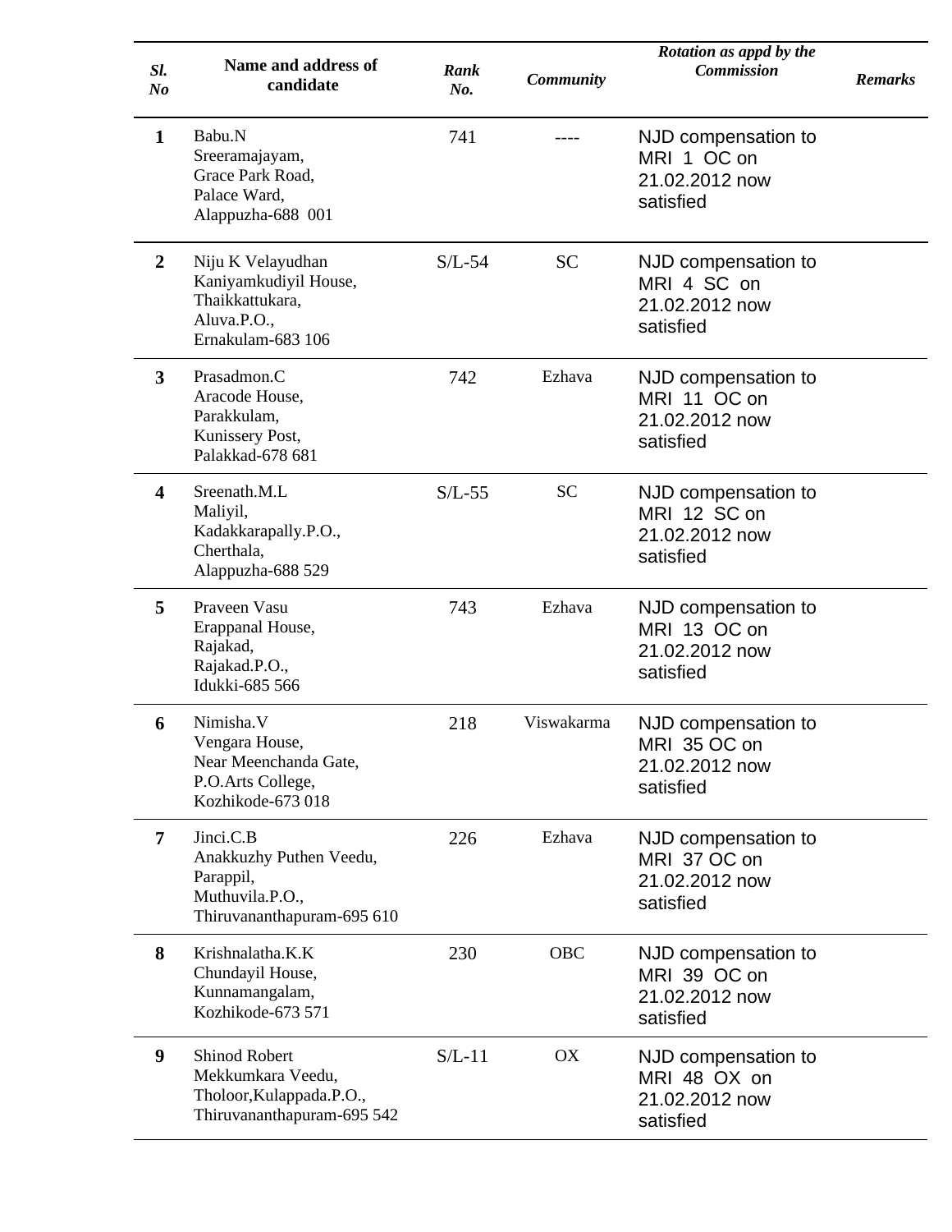| Sl. No | Name and address of candidate | Rank No. | Community | Rotation as appd by the Commission | Remarks |
|---|---|---|---|---|---|
| **1** | Babu.N<br>Sreeramajayam,<br>Grace Park Road,<br>Palace Ward,<br>Alappuzha-688 001 | 741 | ---- | NJD compensation to MRI 1 OC on 21.02.2012 now satisfied | |
| **2** | Niju K Velayudhan<br>Kaniyamkudiyil House,<br>Thaikkattukara,<br>Aluva.P.O.,<br>Ernakulam-683 106 | S/L-54 | SC | NJD compensation to MRI 4 SC on 21.02.2012 now satisfied | |
| **3** | Prasadmon.C<br>Aracode House,<br>Parakkulam,<br>Kunissery Post,<br>Palakkad-678 681 | 742 | Ezhava | NJD compensation to MRI 11 OC on 21.02.2012 now satisfied | |
| **4** | Sreenath.M.L<br>Maliyil,<br>Kadakkarapally.P.O.,<br>Cherthala,<br>Alappuzha-688 529 | S/L-55 | SC | NJD compensation to MRI 12 SC on 21.02.2012 now satisfied | |
| **5** | Praveen Vasu<br>Erappanal House,<br>Rajakad,<br>Rajakad.P.O.,<br>Idukki-685 566 | 743 | Ezhava | NJD compensation to MRI 13 OC on 21.02.2012 now satisfied | |
| **6** | Nimisha.V<br>Vengara House,<br>Near Meenchanda Gate,<br>P.O.Arts College,<br>Kozhikode-673 018 | 218 | Viswakarma | NJD compensation to MRI 35 OC on 21.02.2012 now satisfied | |
| **7** | Jinci.C.B<br>Anakkuzhy Puthen Veedu,<br>Parappil,<br>Muthuvila.P.O.,<br>Thiruvananthapuram-695 610 | 226 | Ezhava | NJD compensation to MRI 37 OC on 21.02.2012 now satisfied | |
| **8** | Krishnalatha.K.K<br>Chundayil House,<br>Kunnamangalam,<br>Kozhikode-673 571 | 230 | OBC | NJD compensation to MRI 39 OC on 21.02.2012 now satisfied | |
| **9** | Shinod Robert<br>Mekkumkara Veedu,<br>Tholoor,Kulappada.P.O.,<br>Thiruvananthapuram-695 542 | S/L-11 | OX | NJD compensation to MRI 48 OX on 21.02.2012 now satisfied | |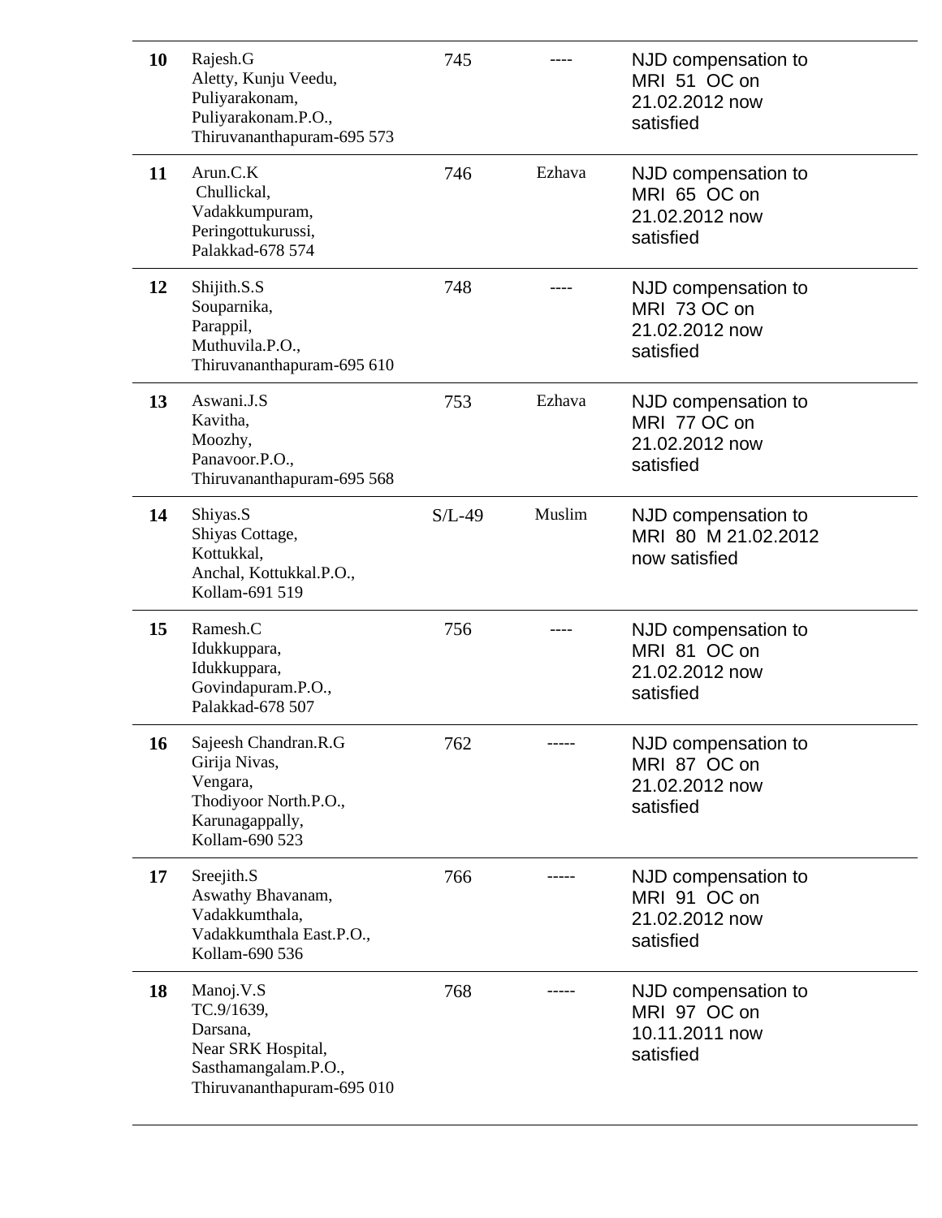| | | | | |
|---|---|---|---|---|
| **10** | Rajesh.G<br>Aletty, Kunju Veedu,<br>Puliyarakonam,<br>Puliyarakonam.P.O.,<br>Thiruvananthapuram-695 573 | 745 | ---- | NJD compensation to MRI 51 OC on 21.02.2012 now satisfied |
| **11** | Arun.C.K<br>Chullickal,<br>Vadakkumpuram,<br>Peringottukurussi,<br>Palakkad-678 574 | 746 | Ezhava | NJD compensation to MRI 65 OC on 21.02.2012 now satisfied |
| **12** | Shijith.S.S<br>Souparnika,<br>Parappil,<br>Muthuvila.P.O.,<br>Thiruvananthapuram-695 610 | 748 | ---- | NJD compensation to MRI 73 OC on 21.02.2012 now satisfied |
| **13** | Aswani.J.S<br>Kavitha,<br>Moozhy,<br>Panavoor.P.O.,<br>Thiruvananthapuram-695 568 | 753 | Ezhava | NJD compensation to MRI 77 OC on 21.02.2012 now satisfied |
| **14** | Shiyas.S<br>Shiyas Cottage,<br>Kottukkal,<br>Anchal, Kottukkal.P.O.,<br>Kollam-691 519 | S/L-49 | Muslim | NJD compensation to MRI 80 M 21.02.2012 now satisfied |
| **15** | Ramesh.C<br>Idukkuppara,<br>Idukkuppara,<br>Govindapuram.P.O.,<br>Palakkad-678 507 | 756 | ---- | NJD compensation to MRI 81 OC on 21.02.2012 now satisfied |
| **16** | Sajeesh Chandran.R.G<br>Girija Nivas,<br>Vengara,<br>Thodiyoor North.P.O.,<br>Karunagappally,<br>Kollam-690 523 | 762 | ----- | NJD compensation to MRI 87 OC on 21.02.2012 now satisfied |
| **17** | Sreejith.S<br>Aswathy Bhavanam,<br>Vadakkumthala,<br>Vadakkumthala East.P.O.,<br>Kollam-690 536 | 766 | ----- | NJD compensation to MRI 91 OC on 21.02.2012 now satisfied |
| **18** | Manoj.V.S<br>TC.9/1639,<br>Darsana,<br>Near SRK Hospital,<br>Sasthamangalam.P.O.,<br>Thiruvananthapuram-695 010 | 768 | ----- | NJD compensation to MRI 97 OC on 10.11.2011 now satisfied |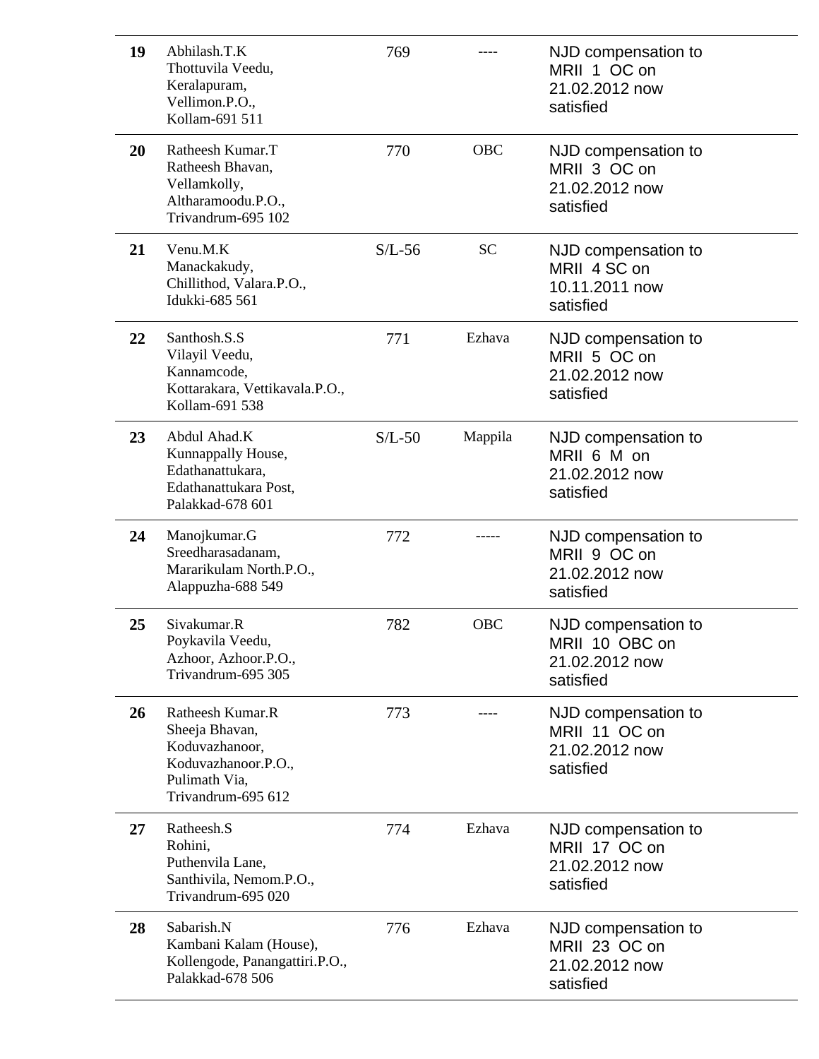| | | | | |
|---|---|---|---|---|
| **19** | Abhilash.T.K<br>Thottuvila Veedu,<br>Keralapuram,<br>Vellimon.P.O.,<br>Kollam-691 511 | 769 | ---- | NJD compensation to MRII 1 OC on 21.02.2012 now satisfied |
| **20** | Ratheesh Kumar.T<br>Ratheesh Bhavan,<br>Vellamkolly,<br>Altharamoodu.P.O.,<br>Trivandrum-695 102 | 770 | OBC | NJD compensation to MRII 3 OC on 21.02.2012 now satisfied |
| **21** | Venu.M.K<br>Manackakudy,<br>Chillithod, Valara.P.O.,<br>Idukki-685 561 | S/L-56 | SC | NJD compensation to MRII 4 SC on 10.11.2011 now satisfied |
| **22** | Santhosh.S.S<br>Vilayil Veedu,<br>Kannamcode,<br>Kottarakara, Vettikavala.P.O.,<br>Kollam-691 538 | 771 | Ezhava | NJD compensation to MRII 5 OC on 21.02.2012 now satisfied |
| **23** | Abdul Ahad.K<br>Kunnappally House,<br>Edathanattukara,<br>Edathanattukara Post,<br>Palakkad-678 601 | S/L-50 | Mappila | NJD compensation to MRII 6 M on 21.02.2012 now satisfied |
| **24** | Manojkumar.G<br>Sreedharasadanam,<br>Mararikulam North.P.O.,<br>Alappuzha-688 549 | 772 | ----- | NJD compensation to MRII 9 OC on 21.02.2012 now satisfied |
| **25** | Sivakumar.R<br>Poykavila Veedu,<br>Azhoor, Azhoor.P.O.,<br>Trivandrum-695 305 | 782 | OBC | NJD compensation to MRII 10 OBC on 21.02.2012 now satisfied |
| **26** | Ratheesh Kumar.R<br>Sheeja Bhavan,<br>Koduvazhanoor,<br>Koduvazhanoor.P.O.,<br>Pulimath Via,<br>Trivandrum-695 612 | 773 | ---- | NJD compensation to MRII 11 OC on 21.02.2012 now satisfied |
| **27** | Ratheesh.S<br>Rohini,<br>Puthenvila Lane,<br>Santhivila, Nemom.P.O.,<br>Trivandrum-695 020 | 774 | Ezhava | NJD compensation to MRII 17 OC on 21.02.2012 now satisfied |
| **28** | Sabarish.N<br>Kambani Kalam (House),<br>Kollengode, Panangattiri.P.O.,<br>Palakkad-678 506 | 776 | Ezhava | NJD compensation to MRII 23 OC on 21.02.2012 now satisfied |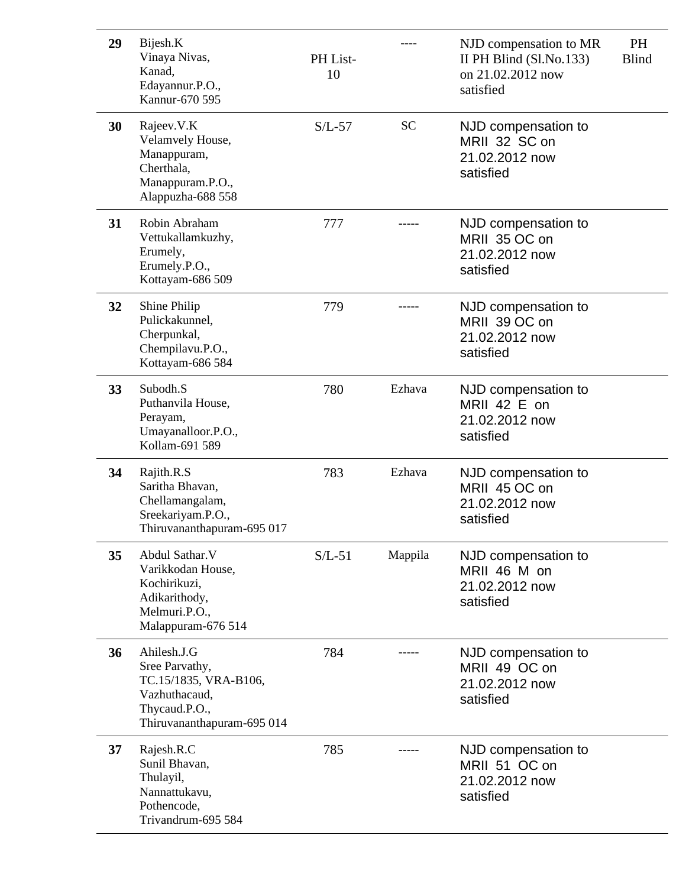| 29 | Bijesh.K<br>Vinaya Nivas,<br>Kanad,<br>Edayannur.P.O.,<br>Kannur-670 595 | PH List-10 | ---- | NJD compensation to MR II PH Blind (Sl.No.133) on 21.02.2012 now satisfied | PH Blind |
|---|---|---|---|---|---|
| 30 | Rajeev.V.K<br>Velamvely House,<br>Manappuram,<br>Cherthala,<br>Manappuram.P.O.,<br>Alappuzha-688 558 | S/L-57 | SC | NJD compensation to MRII 32 SC on 21.02.2012 now satisfied | |
| 31 | Robin Abraham<br>Vettukallamkuzhy,<br>Erumely,<br>Erumely.P.O.,<br>Kottayam-686 509 | 777 | ----- | NJD compensation to MRII 35 OC on 21.02.2012 now satisfied | |
| 32 | Shine Philip<br>Pulickakunnel,<br>Cherpunkal,<br>Chempilavu.P.O.,<br>Kottayam-686 584 | 779 | ----- | NJD compensation to MRII 39 OC on 21.02.2012 now satisfied | |
| 33 | Subodh.S<br>Puthanvila House,<br>Perayam,<br>Umayanalloor.P.O.,<br>Kollam-691 589 | 780 | Ezhava | NJD compensation to MRII 42 E on 21.02.2012 now satisfied | |
| 34 | Rajith.R.S<br>Saritha Bhavan,<br>Chellamangalam,<br>Sreekariyam.P.O.,<br>Thiruvananthapuram-695 017 | 783 | Ezhava | NJD compensation to MRII 45 OC on 21.02.2012 now satisfied | |
| 35 | Abdul Sathar.V<br>Varikkodan House,<br>Kochirikuzi,<br>Adikarithody,<br>Melmuri.P.O.,<br>Malappuram-676 514 | S/L-51 | Mappila | NJD compensation to MRII 46 M on 21.02.2012 now satisfied | |
| 36 | Ahilesh.J.G<br>Sree Parvathy,<br>TC.15/1835, VRA-B106,<br>Vazhuthacaud,<br>Thycaud.P.O.,<br>Thiruvananthapuram-695 014 | 784 | ----- | NJD compensation to MRII 49 OC on 21.02.2012 now satisfied | |
| 37 | Rajesh.R.C<br>Sunil Bhavan,<br>Thulayil,<br>Nannattukavu,<br>Pothencode,<br>Trivandrum-695 584 | 785 | ----- | NJD compensation to MRII 51 OC on 21.02.2012 now satisfied | |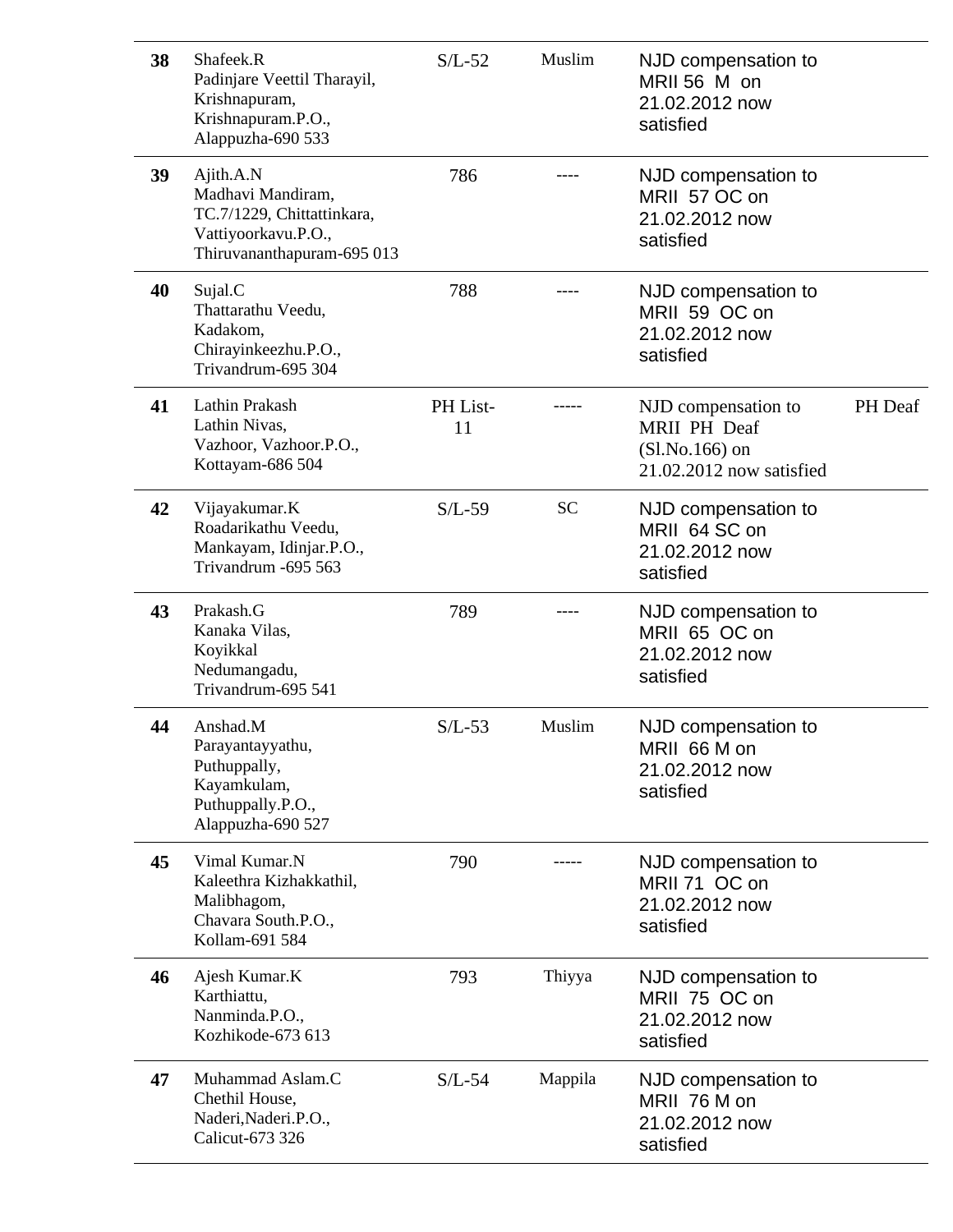| | | | | | |
|---|---|---|---|---|---|
| **38** | Shafeek.R Padinjare Veettil Tharayil, Krishnapuram, Krishnapuram.P.O., Alappuzha-690 533 | S/L-52 | Muslim | NJD compensation to MRII 56 M on 21.02.2012 now satisfied | |
| **39** | Ajith.A.N Madhavi Mandiram, TC.7/1229, Chittattinkara, Vattiyoorkavu.P.O., Thiruvananthapuram-695 013 | 786 | ---- | NJD compensation to MRII 57 OC on 21.02.2012 now satisfied | |
| **40** | Sujal.C Thattarathu Veedu, Kadakom, Chirayinkeezhu.P.O., Trivandrum-695 304 | 788 | ---- | NJD compensation to MRII 59 OC on 21.02.2012 now satisfied | |
| **41** | Lathin Prakash Lathin Nivas, Vazhoor, Vazhoor.P.O., Kottayam-686 504 | PH List-11 | ----- | NJD compensation to MRII PH Deaf (Sl.No.166) on 21.02.2012 now satisfied | PH Deaf |
| **42** | Vijayakumar.K Roadarikathu Veedu, Mankayam, Idinjar.P.O., Trivandrum -695 563 | S/L-59 | SC | NJD compensation to MRII 64 SC on 21.02.2012 now satisfied | |
| **43** | Prakash.G Kanaka Vilas, Koyikkal Nedumangadu, Trivandrum-695 541 | 789 | ---- | NJD compensation to MRII 65 OC on 21.02.2012 now satisfied | |
| **44** | Anshad.M Parayantayyathu, Puthuppally, Kayamkulam, Puthuppally.P.O., Alappuzha-690 527 | S/L-53 | Muslim | NJD compensation to MRII 66 M on 21.02.2012 now satisfied | |
| **45** | Vimal Kumar.N Kaleethra Kizhakkathil, Malibhagom, Chavara South.P.O., Kollam-691 584 | 790 | ----- | NJD compensation to MRII 71 OC on 21.02.2012 now satisfied | |
| **46** | Ajesh Kumar.K Karthiattu, Nanminda.P.O., Kozhikode-673 613 | 793 | Thiyya | NJD compensation to MRII 75 OC on 21.02.2012 now satisfied | |
| **47** | Muhammad Aslam.C Chethil House, Naderi,Naderi.P.O., Calicut-673 326 | S/L-54 | Mappila | NJD compensation to MRII 76 M on 21.02.2012 now satisfied | |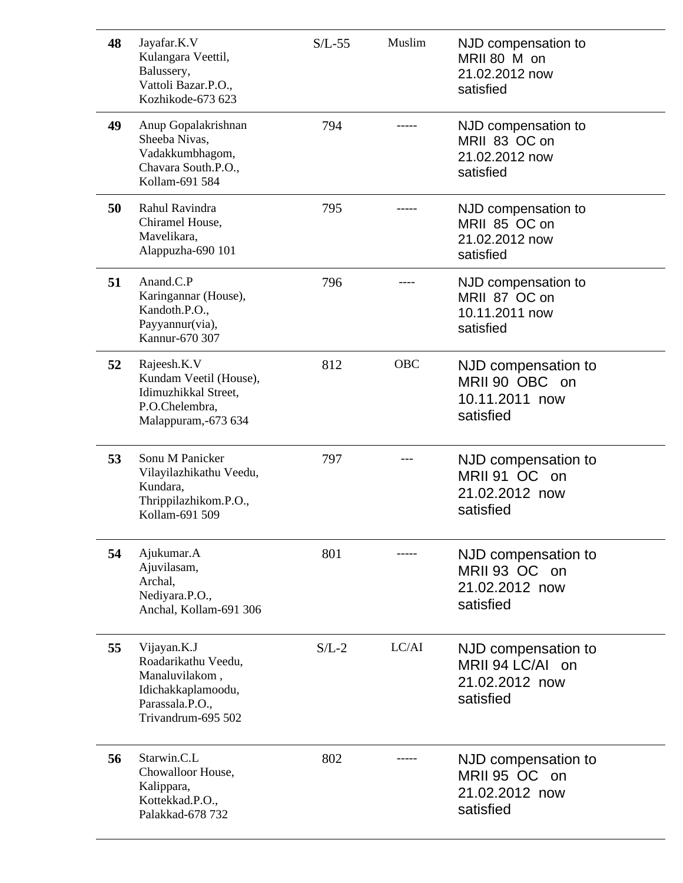| | | | | |
|---|---|---|---|---|
| **48** | Jayafar.K.V<br>Kulangara Veettil,<br>Balussery,<br>Vattoli Bazar.P.O.,<br>Kozhikode-673 623 | S/L-55 | Muslim | NJD compensation to MRII 80 M on 21.02.2012 now satisfied |
| **49** | Anup Gopalakrishnan<br>Sheeba Nivas,<br>Vadakkumbhagom,<br>Chavara South.P.O.,<br>Kollam-691 584 | 794 | ----- | NJD compensation to MRII 83 OC on 21.02.2012 now satisfied |
| **50** | Rahul Ravindra<br>Chiramel House,<br>Mavelikara,<br>Alappuzha-690 101 | 795 | ----- | NJD compensation to MRII 85 OC on 21.02.2012 now satisfied |
| **51** | Anand.C.P<br>Karingannar (House),<br>Kandoth.P.O.,<br>Payyannur(via),<br>Kannur-670 307 | 796 | ---- | NJD compensation to MRII 87 OC on 10.11.2011 now satisfied |
| **52** | Rajeesh.K.V<br>Kundam Veetil (House),<br>Idimuzhikkal Street,<br>P.O.Chelembra,<br>Malappuram,-673 634 | 812 | OBC | NJD compensation to MRII 90 OBC on 10.11.2011 now satisfied |
| **53** | Sonu M Panicker<br>Vilayilazhikathu Veedu,<br>Kundara,<br>Thrippilazhikom.P.O.,<br>Kollam-691 509 | 797 | --- | NJD compensation to MRII 91 OC on 21.02.2012 now satisfied |
| **54** | Ajukumar.A<br>Ajuvilasam,<br>Archal,<br>Nediyara.P.O.,<br>Anchal, Kollam-691 306 | 801 | ----- | NJD compensation to MRII 93 OC on 21.02.2012 now satisfied |
| **55** | Vijayan.K.J<br>Roadarikathu Veedu,<br>Manaluvilakom ,<br>Idichakkaplamoodu,<br>Parassala.P.O.,<br>Trivandrum-695 502 | S/L-2 | LC/AI | NJD compensation to MRII 94 LC/AI on 21.02.2012 now satisfied |
| **56** | Starwin.C.L<br>Chowalloor House,<br>Kalippara,<br>Kottekkad.P.O.,<br>Palakkad-678 732 | 802 | ----- | NJD compensation to MRII 95 OC on 21.02.2012 now satisfied |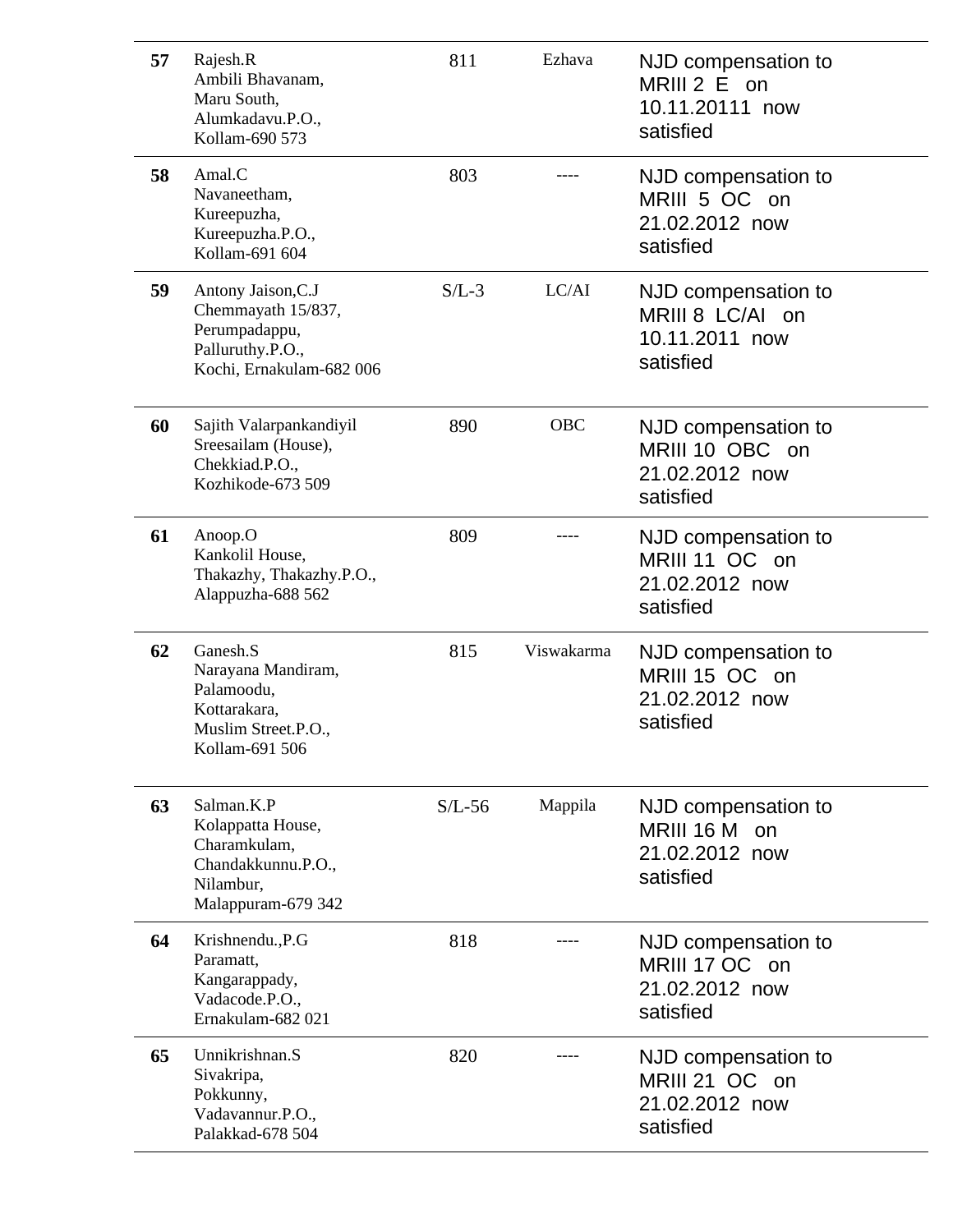| | | | | |
|---|---|---|---|---|
| **57** | Rajesh.R<br>Ambili Bhavanam,<br>Maru South,<br>Alumkadavu.P.O.,<br>Kollam-690 573 | 811 | Ezhava | NJD compensation to MRIII 2 E on 10.11.20111 now satisfied |
| **58** | Amal.C<br>Navaneetham,<br>Kureepuzha,<br>Kureepuzha.P.O.,<br>Kollam-691 604 | 803 | ---- | NJD compensation to MRIII 5 OC on 21.02.2012 now satisfied |
| **59** | Antony Jaison,C.J<br>Chemmayath 15/837,<br>Perumpadappu,<br>Palluruthy.P.O.,<br>Kochi, Ernakulam-682 006 | S/L-3 | LC/AI | NJD compensation to MRIII 8 LC/AI on 10.11.2011 now satisfied |
| **60** | Sajith Valarpankandiyil<br>Sreesailam (House),<br>Chekkiad.P.O.,<br>Kozhikode-673 509 | 890 | OBC | NJD compensation to MRIII 10 OBC on 21.02.2012 now satisfied |
| **61** | Anoop.O<br>Kankolil House,<br>Thakazhy, Thakazhy.P.O.,<br>Alappuzha-688 562 | 809 | ---- | NJD compensation to MRIII 11 OC on 21.02.2012 now satisfied |
| **62** | Ganesh.S<br>Narayana Mandiram,<br>Palamoodu,<br>Kottarakara,<br>Muslim Street.P.O.,<br>Kollam-691 506 | 815 | Viswakarma | NJD compensation to MRIII 15 OC on 21.02.2012 now satisfied |
| **63** | Salman.K.P<br>Kolappatta House,<br>Charamkulam,<br>Chandakkunnu.P.O.,<br>Nilambur,<br>Malappuram-679 342 | S/L-56 | Mappila | NJD compensation to MRIII 16 M on 21.02.2012 now satisfied |
| **64** | Krishnendu.,P.G<br>Paramatt,<br>Kangarappady,<br>Vadacode.P.O.,<br>Ernakulam-682 021 | 818 | ---- | NJD compensation to MRIII 17 OC on 21.02.2012 now satisfied |
| **65** | Unnikrishnan.S<br>Sivakripa,<br>Pokkunny,<br>Vadavannur.P.O.,<br>Palakkad-678 504 | 820 | ---- | NJD compensation to MRIII 21 OC on 21.02.2012 now satisfied |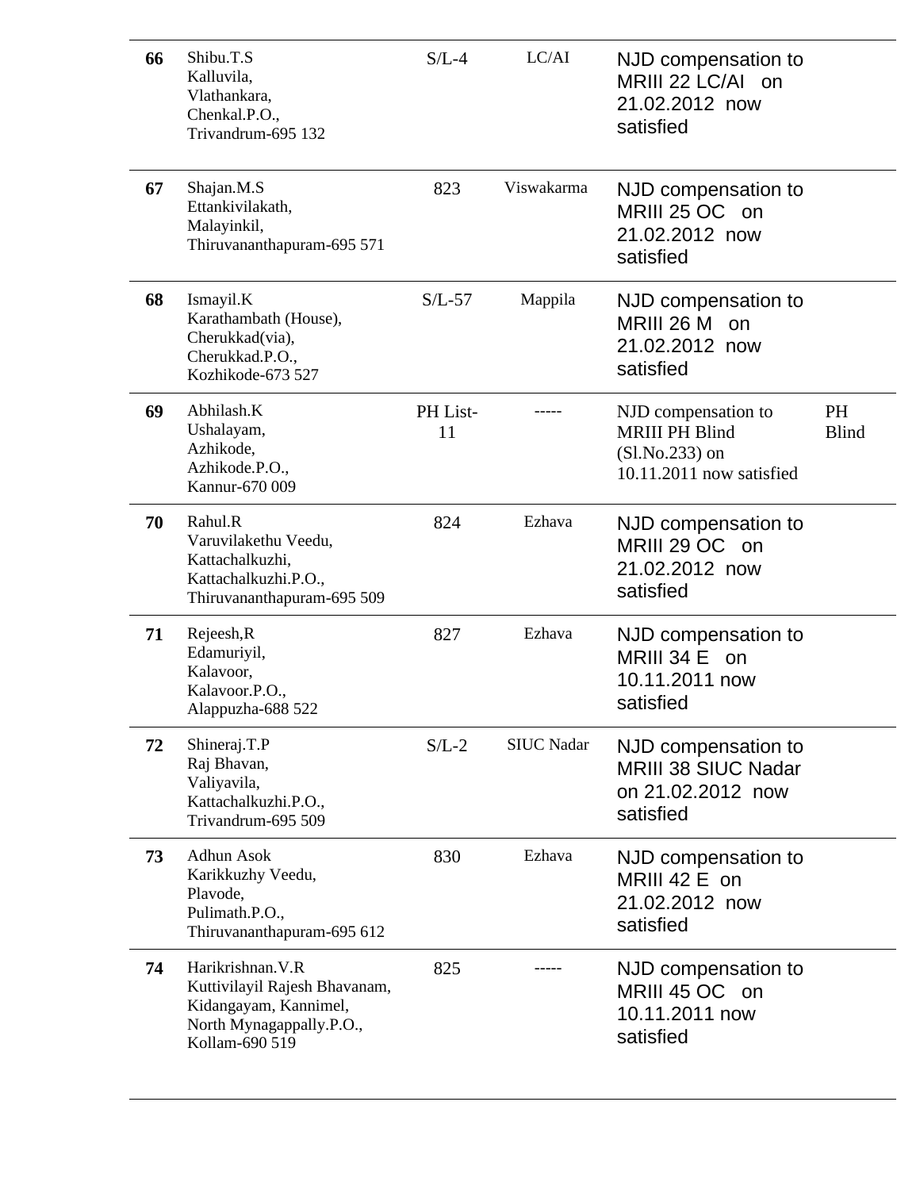| 66 | Shibu.T.S<br>Kalluvila,<br>Vlathankara,<br>Chenkal.P.O.,<br>Trivandrum-695 132 | S/L-4 | LC/AI | NJD compensation to MRIII 22 LC/AI on 21.02.2012 now satisfied | |
|---|---|---|---|---|---|
| 67 | Shajan.M.S<br>Ettankivilakath,<br>Malayinkil,<br>Thiruvananthapuram-695 571 | 823 | Viswakarma | NJD compensation to MRIII 25 OC on 21.02.2012 now satisfied | |
| 68 | Ismayil.K<br>Karathambath (House),<br>Cherukkad(via),<br>Cherukkad.P.O.,<br>Kozhikode-673 527 | S/L-57 | Mappila | NJD compensation to MRIII 26 M on 21.02.2012 now satisfied | |
| 69 | Abhilash.K<br>Ushalayam,<br>Azhikode,<br>Azhikode.P.O.,<br>Kannur-670 009 | PH List-11 | ----- | NJD compensation to MRIII PH Blind (Sl.No.233) on 10.11.2011 now satisfied | PH Blind |
| 70 | Rahul.R<br>Varuvilakethu Veedu,<br>Kattachalkuzhi,<br>Kattachalkuzhi.P.O.,<br>Thiruvananthapuram-695 509 | 824 | Ezhava | NJD compensation to MRIII 29 OC on 21.02.2012 now satisfied | |
| 71 | Rejeesh,R<br>Edamuriyil,<br>Kalavoor,<br>Kalavoor.P.O.,<br>Alappuzha-688 522 | 827 | Ezhava | NJD compensation to MRIII 34 E on 10.11.2011 now satisfied | |
| 72 | Shineraj.T.P<br>Raj Bhavan,<br>Valiyavila,<br>Kattachalkuzhi.P.O.,<br>Trivandrum-695 509 | S/L-2 | SIUC Nadar | NJD compensation to MRIII 38 SIUC Nadar on 21.02.2012 now satisfied | |
| 73 | Adhun Asok<br>Karikkuzhy Veedu,<br>Plavode,<br>Pulimath.P.O.,<br>Thiruvananthapuram-695 612 | 830 | Ezhava | NJD compensation to MRIII 42 E on 21.02.2012 now satisfied | |
| 74 | Harikrishnan.V.R<br>Kuttivilayil Rajesh Bhavanam,<br>Kidangayam, Kannimel,<br>North Mynagappally.P.O.,<br>Kollam-690 519 | 825 | ----- | NJD compensation to MRIII 45 OC on 10.11.2011 now satisfied | |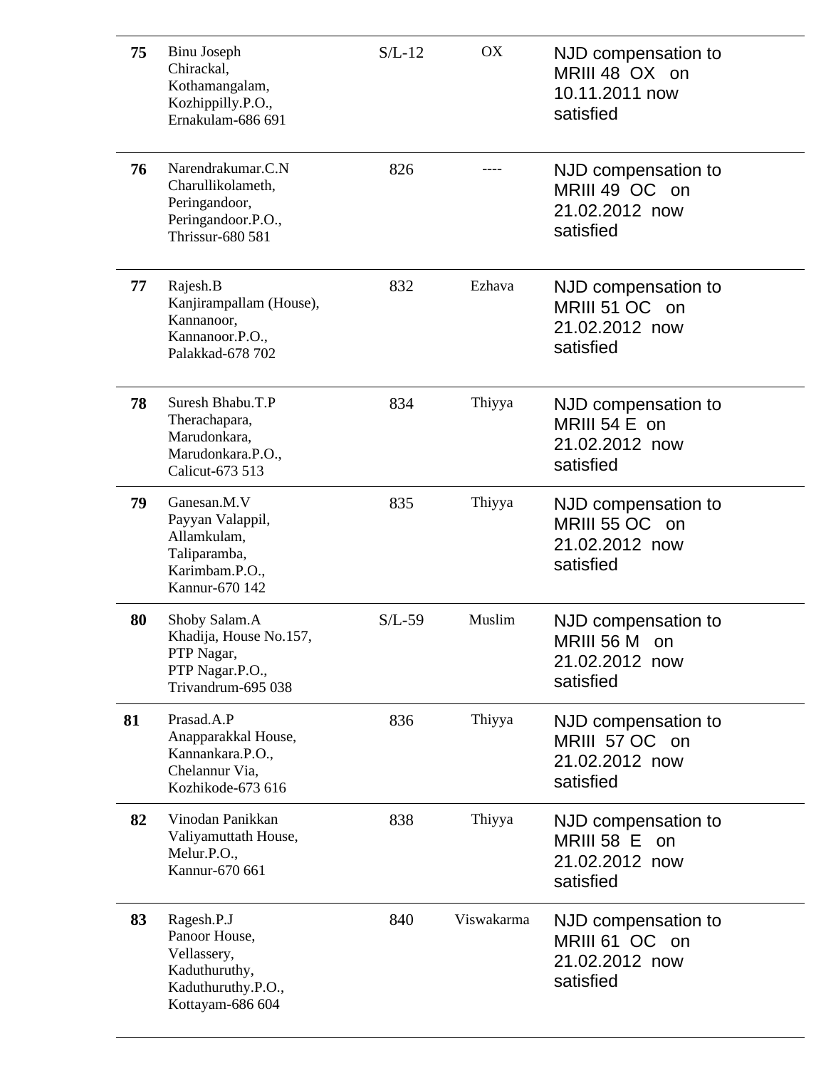| | | | | |
|---|---|---|---|---|
| **75** | Binu Joseph<br>Chirackal,<br>Kothamangalam,<br>Kozhippilly.P.O.,<br>Ernakulam-686 691 | S/L-12 | OX | NJD compensation to MRIII 48 OX on 10.11.2011 now satisfied |
| **76** | Narendrakumar.C.N<br>Charullikolameth,<br>Peringandoor,<br>Peringandoor.P.O.,<br>Thrissur-680 581 | 826 | ---- | NJD compensation to MRIII 49 OC on 21.02.2012 now satisfied |
| **77** | Rajesh.B<br>Kanjirampallam (House),<br>Kannanoor,<br>Kannanoor.P.O.,<br>Palakkad-678 702 | 832 | Ezhava | NJD compensation to MRIII 51 OC on 21.02.2012 now satisfied |
| **78** | Suresh Bhabu.T.P<br>Therachapara,<br>Marudonkara,<br>Marudonkara.P.O.,<br>Calicut-673 513 | 834 | Thiyya | NJD compensation to MRIII 54 E on 21.02.2012 now satisfied |
| **79** | Ganesan.M.V<br>Payyan Valappil,<br>Allamkulam,<br>Taliparamba,<br>Karimbam.P.O.,<br>Kannur-670 142 | 835 | Thiyya | NJD compensation to MRIII 55 OC on 21.02.2012 now satisfied |
| **80** | Shoby Salam.A<br>Khadija, House No.157,<br>PTP Nagar,<br>PTP Nagar.P.O.,<br>Trivandrum-695 038 | S/L-59 | Muslim | NJD compensation to MRIII 56 M on 21.02.2012 now satisfied |
| **81** | Prasad.A.P<br>Anapparakkal House,<br>Kannankara.P.O.,<br>Chelannur Via,<br>Kozhikode-673 616 | 836 | Thiyya | NJD compensation to MRIII 57 OC on 21.02.2012 now satisfied |
| **82** | Vinodan Panikkan<br>Valiyamuttath House,<br>Melur.P.O.,<br>Kannur-670 661 | 838 | Thiyya | NJD compensation to MRIII 58 E on 21.02.2012 now satisfied |
| **83** | Ragesh.P.J<br>Panoor House,<br>Vellassery,<br>Kaduthuruthy,<br>Kaduthuruthy.P.O.,<br>Kottayam-686 604 | 840 | Viswakarma | NJD compensation to MRIII 61 OC on 21.02.2012 now satisfied |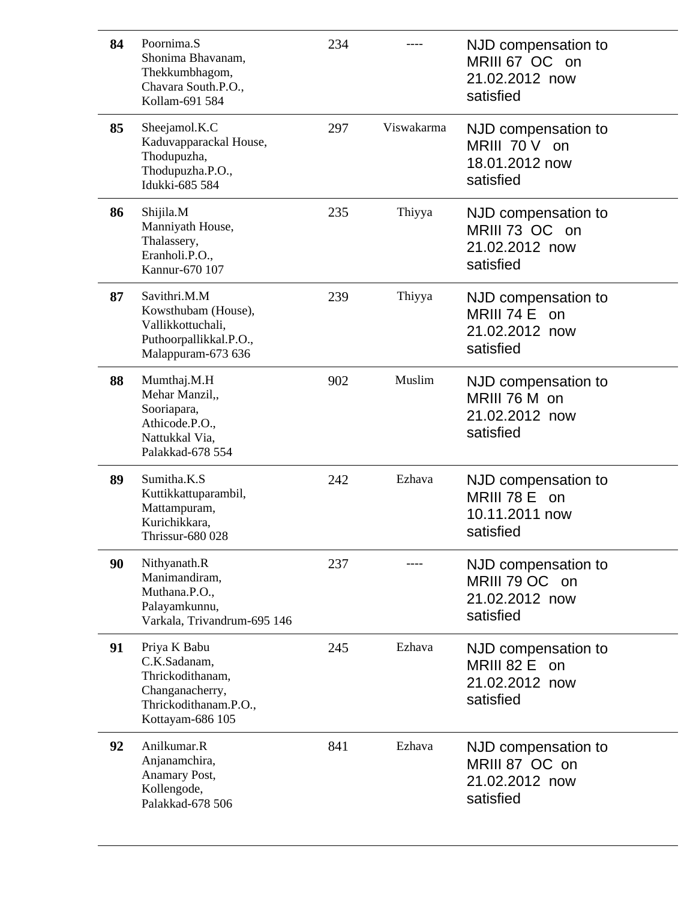| | | | | |
|---|---|---|---|---|
| **84** | Poornima.S<br>Shonima Bhavanam,<br>Thekkumbhagom,<br>Chavara South.P.O.,<br>Kollam-691 584 | 234 | ---- | NJD compensation to MRIII 67 OC on 21.02.2012 now satisfied |
| **85** | Sheejamol.K.C<br>Kaduvapparackal House,<br>Thodupuzha,<br>Thodupuzha.P.O.,<br>Idukki-685 584 | 297 | Viswakarma | NJD compensation to MRIII 70 V on 18.01.2012 now satisfied |
| **86** | Shijila.M<br>Manniyath House,<br>Thalassery,<br>Eranholi.P.O.,<br>Kannur-670 107 | 235 | Thiyya | NJD compensation to MRIII 73 OC on 21.02.2012 now satisfied |
| **87** | Savithri.M.M<br>Kowsthubam (House),<br>Vallikkottuchali,<br>Puthoorpallikkal.P.O.,<br>Malappuram-673 636 | 239 | Thiyya | NJD compensation to MRIII 74 E on 21.02.2012 now satisfied |
| **88** | Mumthaj.M.H<br>Mehar Manzil,,<br>Sooriapara,<br>Athicode.P.O.,<br>Nattukkal Via,<br>Palakkad-678 554 | 902 | Muslim | NJD compensation to MRIII 76 M on 21.02.2012 now satisfied |
| **89** | Sumitha.K.S<br>Kuttikkattuparambil,<br>Mattampuram,<br>Kurichikkara,<br>Thrissur-680 028 | 242 | Ezhava | NJD compensation to MRIII 78 E on 10.11.2011 now satisfied |
| **90** | Nithyanath.R<br>Manimandiram,<br>Muthana.P.O.,<br>Palayamkunnu,<br>Varkala, Trivandrum-695 146 | 237 | ---- | NJD compensation to MRIII 79 OC on 21.02.2012 now satisfied |
| **91** | Priya K Babu<br>C.K.Sadanam,<br>Thrickodithanam,<br>Changanacherry,<br>Thrickodithanam.P.O.,<br>Kottayam-686 105 | 245 | Ezhava | NJD compensation to MRIII 82 E on 21.02.2012 now satisfied |
| **92** | Anilkumar.R<br>Anjanamchira,<br>Anamary Post,<br>Kollengode,<br>Palakkad-678 506 | 841 | Ezhava | NJD compensation to MRIII 87 OC on 21.02.2012 now satisfied |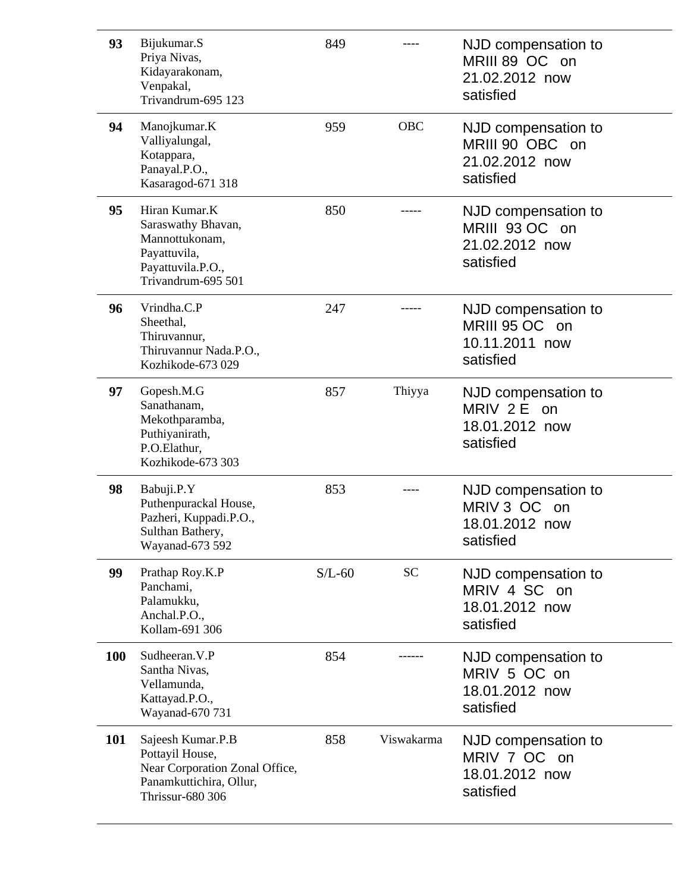| | | | | |
|---|---|---|---|---|
| **93** | Bijukumar.S<br>Priya Nivas,<br>Kidayarakonam,<br>Venpakal,<br>Trivandrum-695 123 | 849 | ---- | NJD compensation to MRIII 89 OC on 21.02.2012 now satisfied |
| **94** | Manojkumar.K<br>Valliyalungal,<br>Kotappara,<br>Panayal.P.O.,<br>Kasaragod-671 318 | 959 | OBC | NJD compensation to MRIII 90 OBC on 21.02.2012 now satisfied |
| **95** | Hiran Kumar.K<br>Saraswathy Bhavan,<br>Mannottukonam,<br>Payattuvila,<br>Payattuvila.P.O.,<br>Trivandrum-695 501 | 850 | ----- | NJD compensation to MRIII 93 OC on 21.02.2012 now satisfied |
| **96** | Vrindha.C.P<br>Sheethal,<br>Thiruvannur,<br>Thiruvannur Nada.P.O.,<br>Kozhikode-673 029 | 247 | ----- | NJD compensation to MRIII 95 OC on 10.11.2011 now satisfied |
| **97** | Gopesh.M.G<br>Sanathanam,<br>Mekothparamba,<br>Puthiyanirath,<br>P.O.Elathur,<br>Kozhikode-673 303 | 857 | Thiyya | NJD compensation to MRIV 2 E on 18.01.2012 now satisfied |
| **98** | Babuji.P.Y<br>Puthenpurackal House,<br>Pazheri, Kuppadi.P.O.,<br>Sulthan Bathery,<br>Wayanad-673 592 | 853 | ---- | NJD compensation to MRIV 3 OC on 18.01.2012 now satisfied |
| **99** | Prathap Roy.K.P<br>Panchami,<br>Palamukku,<br>Anchal.P.O.,<br>Kollam-691 306 | S/L-60 | SC | NJD compensation to MRIV 4 SC on 18.01.2012 now satisfied |
| **100** | Sudheeran.V.P<br>Santha Nivas,<br>Vellamunda,<br>Kattayad.P.O.,<br>Wayanad-670 731 | 854 | ------ | NJD compensation to MRIV 5 OC on 18.01.2012 now satisfied |
| **101** | Sajeesh Kumar.P.B<br>Pottayil House,<br>Near Corporation Zonal Office,<br>Panamkuttichira, Ollur,<br>Thrissur-680 306 | 858 | Viswakarma | NJD compensation to MRIV 7 OC on 18.01.2012 now satisfied |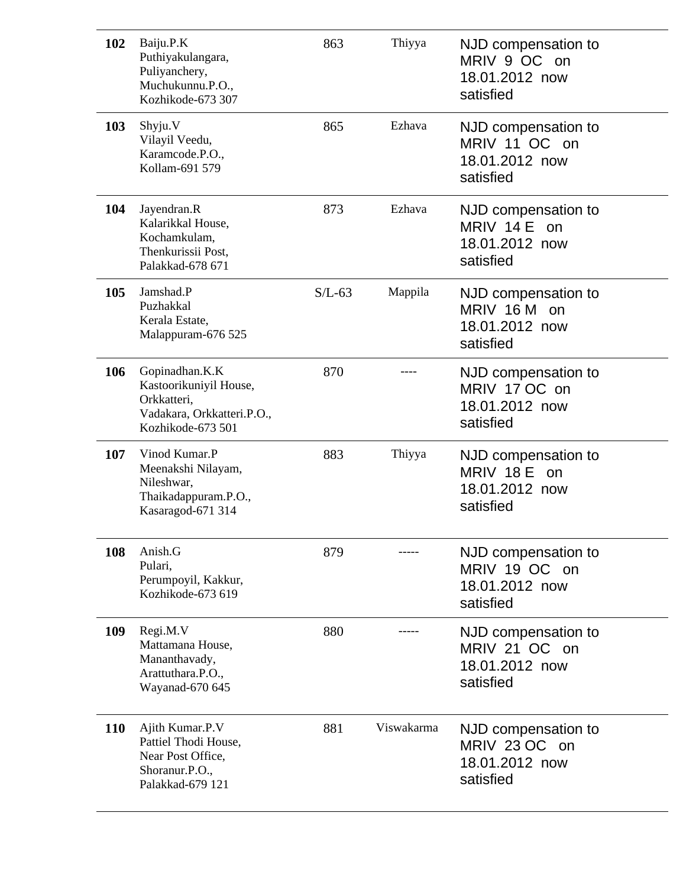| | | | | |
|---|---|---|---|---|
| **102** | Baiju.P.K<br>Puthiyakulangara,<br>Puliyanchery,<br>Muchukunnu.P.O.,<br>Kozhikode-673 307 | 863 | Thiyya | NJD compensation to MRIV 9 OC on 18.01.2012 now satisfied |
| **103** | Shyju.V<br>Vilayil Veedu,<br>Karamcode.P.O.,<br>Kollam-691 579 | 865 | Ezhava | NJD compensation to MRIV 11 OC on 18.01.2012 now satisfied |
| **104** | Jayendran.R<br>Kalarikkal House,<br>Kochamkulam,<br>Thenkurissii Post,<br>Palakkad-678 671 | 873 | Ezhava | NJD compensation to MRIV 14 E on 18.01.2012 now satisfied |
| **105** | Jamshad.P<br>Puzhakkal<br>Kerala Estate,<br>Malappuram-676 525 | S/L-63 | Mappila | NJD compensation to MRIV 16 M on 18.01.2012 now satisfied |
| **106** | Gopinadhan.K.K<br>Kastoorikuniyil House,<br>Orkkatteri,<br>Vadakara, Orkkatteri.P.O.,<br>Kozhikode-673 501 | 870 | ---- | NJD compensation to MRIV 17 OC on 18.01.2012 now satisfied |
| **107** | Vinod Kumar.P<br>Meenakshi Nilayam,<br>Nileshwar,<br>Thaikadappuram.P.O.,<br>Kasaragod-671 314 | 883 | Thiyya | NJD compensation to MRIV 18 E on 18.01.2012 now satisfied |
| **108** | Anish.G<br>Pulari,<br>Perumpoyil, Kakkur,<br>Kozhikode-673 619 | 879 | ----- | NJD compensation to MRIV 19 OC on 18.01.2012 now satisfied |
| **109** | Regi.M.V<br>Mattamana House,<br>Mananthavady,<br>Arattuthara.P.O.,<br>Wayanad-670 645 | 880 | ----- | NJD compensation to MRIV 21 OC on 18.01.2012 now satisfied |
| **110** | Ajith Kumar.P.V<br>Pattiel Thodi House,<br>Near Post Office,<br>Shoranur.P.O.,<br>Palakkad-679 121 | 881 | Viswakarma | NJD compensation to MRIV 23 OC on 18.01.2012 now satisfied |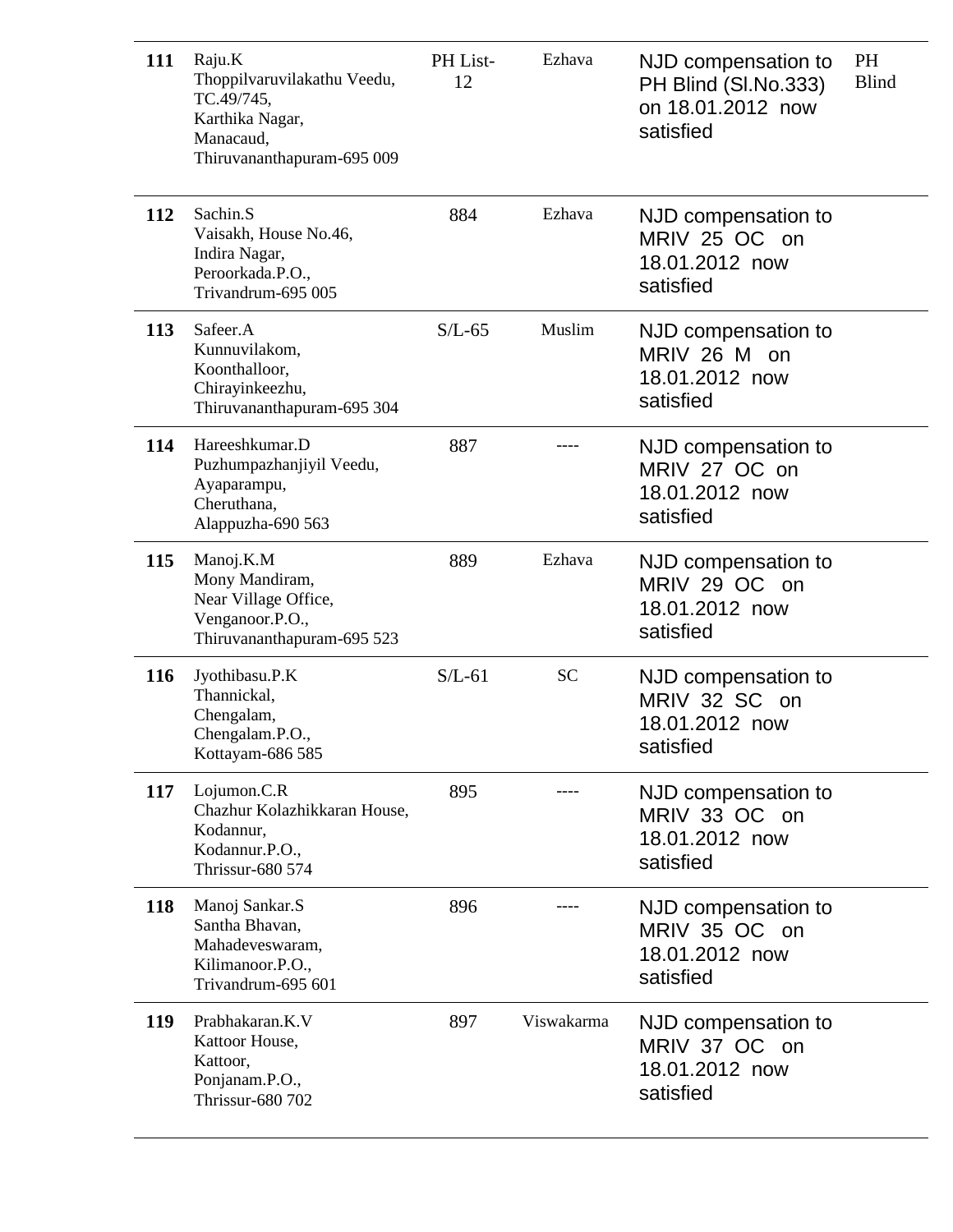| | | | | | |
|---|---|---|---|---|---|
| **111** | Raju.K<br>Thoppilvaruvilakathu Veedu,<br>TC.49/745,<br>Karthika Nagar,<br>Manacaud,<br>Thiruvananthapuram-695 009 | PH List-12 | Ezhava | NJD compensation to PH Blind (Sl.No.333) on 18.01.2012 now satisfied | PH Blind |
| **112** | Sachin.S<br>Vaisakh, House No.46,<br>Indira Nagar,<br>Peroorkada.P.O.,<br>Trivandrum-695 005 | 884 | Ezhava | NJD compensation to MRIV 25 OC on 18.01.2012 now satisfied | |
| **113** | Safeer.A<br>Kunnuvilakom,<br>Koonthalloor,<br>Chirayinkeezhu,<br>Thiruvananthapuram-695 304 | S/L-65 | Muslim | NJD compensation to MRIV 26 M on 18.01.2012 now satisfied | |
| **114** | Hareeshkumar.D<br>Puzhumpazhanjiyil Veedu,<br>Ayaparampu,<br>Cheruthana,<br>Alappuzha-690 563 | 887 | ---- | NJD compensation to MRIV 27 OC on 18.01.2012 now satisfied | |
| **115** | Manoj.K.M<br>Mony Mandiram,<br>Near Village Office,<br>Venganoor.P.O.,<br>Thiruvananthapuram-695 523 | 889 | Ezhava | NJD compensation to MRIV 29 OC on 18.01.2012 now satisfied | |
| **116** | Jyothibasu.P.K<br>Thannickal,<br>Chengalam,<br>Chengalam.P.O.,<br>Kottayam-686 585 | S/L-61 | SC | NJD compensation to MRIV 32 SC on 18.01.2012 now satisfied | |
| **117** | Lojumon.C.R<br>Chazhur Kolazhikkaran House,<br>Kodannur,<br>Kodannur.P.O.,<br>Thrissur-680 574 | 895 | ---- | NJD compensation to MRIV 33 OC on 18.01.2012 now satisfied | |
| **118** | Manoj Sankar.S<br>Santha Bhavan,<br>Mahadeveswaram,<br>Kilimanoor.P.O.,<br>Trivandrum-695 601 | 896 | ---- | NJD compensation to MRIV 35 OC on 18.01.2012 now satisfied | |
| **119** | Prabhakaran.K.V<br>Kattoor House,<br>Kattoor,<br>Ponjanam.P.O.,<br>Thrissur-680 702 | 897 | Viswakarma | NJD compensation to MRIV 37 OC on 18.01.2012 now satisfied | |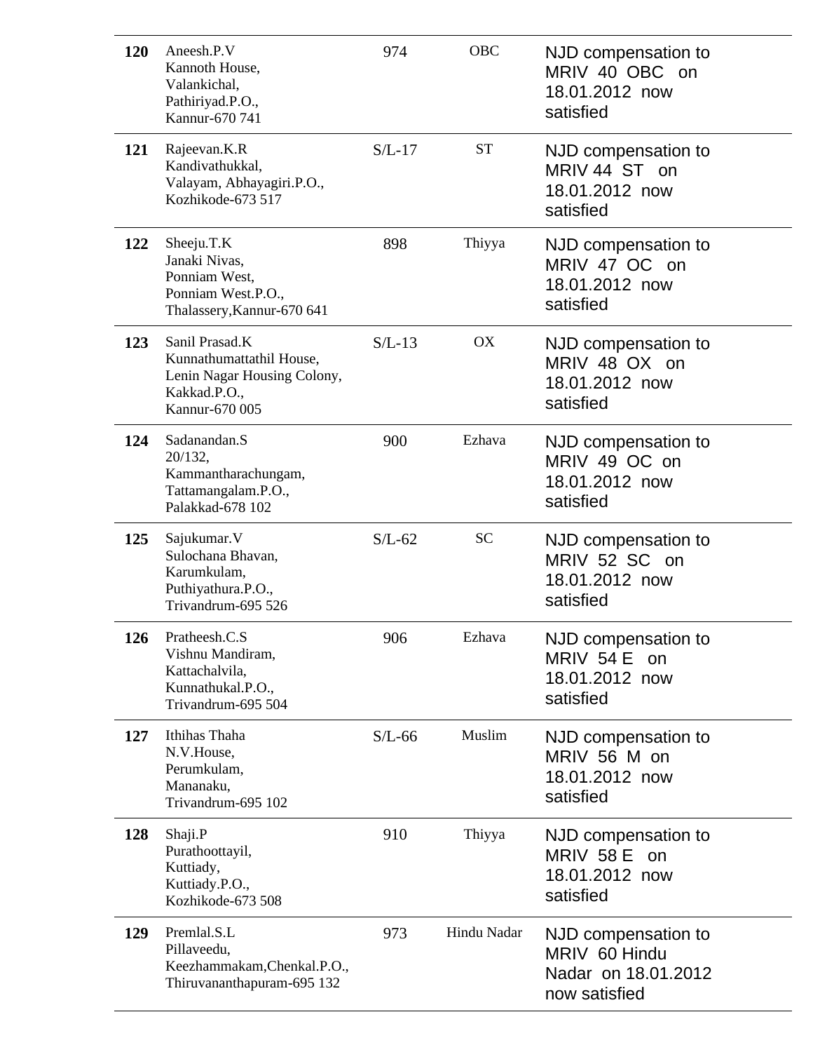| | | | | |
|---|---|---|---|---|
| **120** | Aneesh.P.V<br>Kannoth House,<br>Valankichal,<br>Pathiriyad.P.O.,<br>Kannur-670 741 | 974 | OBC | NJD compensation to MRIV 40 OBC on 18.01.2012 now satisfied |
| **121** | Rajeevan.K.R<br>Kandivathukkal,<br>Valayam, Abhayagiri.P.O.,<br>Kozhikode-673 517 | S/L-17 | ST | NJD compensation to MRIV 44 ST on 18.01.2012 now satisfied |
| **122** | Sheeju.T.K<br>Janaki Nivas,<br>Ponniam West,<br>Ponniam West.P.O.,<br>Thalassery,Kannur-670 641 | 898 | Thiyya | NJD compensation to MRIV 47 OC on 18.01.2012 now satisfied |
| **123** | Sanil Prasad.K<br>Kunnathumattathil House,<br>Lenin Nagar Housing Colony,<br>Kakkad.P.O.,<br>Kannur-670 005 | S/L-13 | OX | NJD compensation to MRIV 48 OX on 18.01.2012 now satisfied |
| **124** | Sadanandan.S<br>20/132,<br>Kammantharachungam,<br>Tattamangalam.P.O.,<br>Palakkad-678 102 | 900 | Ezhava | NJD compensation to MRIV 49 OC on 18.01.2012 now satisfied |
| **125** | Sajukumar.V<br>Sulochana Bhavan,<br>Karumkulam,<br>Puthiyathura.P.O.,<br>Trivandrum-695 526 | S/L-62 | SC | NJD compensation to MRIV 52 SC on 18.01.2012 now satisfied |
| **126** | Pratheesh.C.S<br>Vishnu Mandiram,<br>Kattachalvila,<br>Kunnathukal.P.O.,<br>Trivandrum-695 504 | 906 | Ezhava | NJD compensation to MRIV 54 E on 18.01.2012 now satisfied |
| **127** | Ithihas Thaha<br>N.V.House,<br>Perumkulam,<br>Mananaku,<br>Trivandrum-695 102 | S/L-66 | Muslim | NJD compensation to MRIV 56 M on 18.01.2012 now satisfied |
| **128** | Shaji.P<br>Purathoottayil,<br>Kuttiady,<br>Kuttiady.P.O.,<br>Kozhikode-673 508 | 910 | Thiyya | NJD compensation to MRIV 58 E on 18.01.2012 now satisfied |
| **129** | Premlal.S.L<br>Pillaveedu,<br>Keezhammakam,Chenkal.P.O.,<br>Thiruvananthapuram-695 132 | 973 | Hindu Nadar | NJD compensation to MRIV 60 Hindu Nadar on 18.01.2012 now satisfied |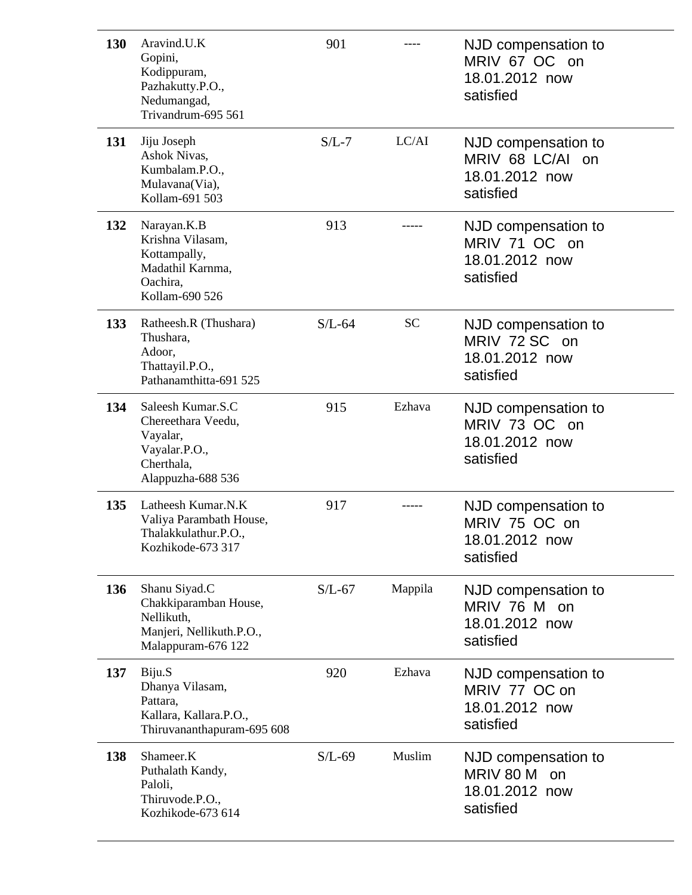| | | | | |
|---|---|---|---|---|
| **130** | Aravind.U.K<br>Gopini,<br>Kodippuram,<br>Pazhakutty.P.O.,<br>Nedumangad,<br>Trivandrum-695 561 | 901 | ---- | NJD compensation to MRIV 67 OC on 18.01.2012 now satisfied |
| **131** | Jiju Joseph<br>Ashok Nivas,<br>Kumbalam.P.O.,<br>Mulavana(Via),<br>Kollam-691 503 | S/L-7 | LC/AI | NJD compensation to MRIV 68 LC/AI on 18.01.2012 now satisfied |
| **132** | Narayan.K.B<br>Krishna Vilasam,<br>Kottampally,<br>Madathil Karnma,<br>Oachira,<br>Kollam-690 526 | 913 | ----- | NJD compensation to MRIV 71 OC on 18.01.2012 now satisfied |
| **133** | Ratheesh.R (Thushara)<br>Thushara,<br>Adoor,<br>Thattayil.P.O.,<br>Pathanamthitta-691 525 | S/L-64 | SC | NJD compensation to MRIV 72 SC on 18.01.2012 now satisfied |
| **134** | Saleesh Kumar.S.C<br>Chereethara Veedu,<br>Vayalar,<br>Vayalar.P.O.,<br>Cherthala,<br>Alappuzha-688 536 | 915 | Ezhava | NJD compensation to MRIV 73 OC on 18.01.2012 now satisfied |
| **135** | Latheesh Kumar.N.K<br>Valiya Parambath House,<br>Thalakkulathur.P.O.,<br>Kozhikode-673 317 | 917 | ----- | NJD compensation to MRIV 75 OC on 18.01.2012 now satisfied |
| **136** | Shanu Siyad.C<br>Chakkiparamban House,<br>Nellikuth,<br>Manjeri, Nellikuth.P.O.,<br>Malappuram-676 122 | S/L-67 | Mappila | NJD compensation to MRIV 76 M on 18.01.2012 now satisfied |
| **137** | Biju.S<br>Dhanya Vilasam,<br>Pattara,<br>Kallara, Kallara.P.O.,<br>Thiruvananthapuram-695 608 | 920 | Ezhava | NJD compensation to MRIV 77 OC on 18.01.2012 now satisfied |
| **138** | Shameer.K<br>Puthalath Kandy,<br>Paloli,<br>Thiruvode.P.O.,<br>Kozhikode-673 614 | S/L-69 | Muslim | NJD compensation to MRIV 80 M on 18.01.2012 now satisfied |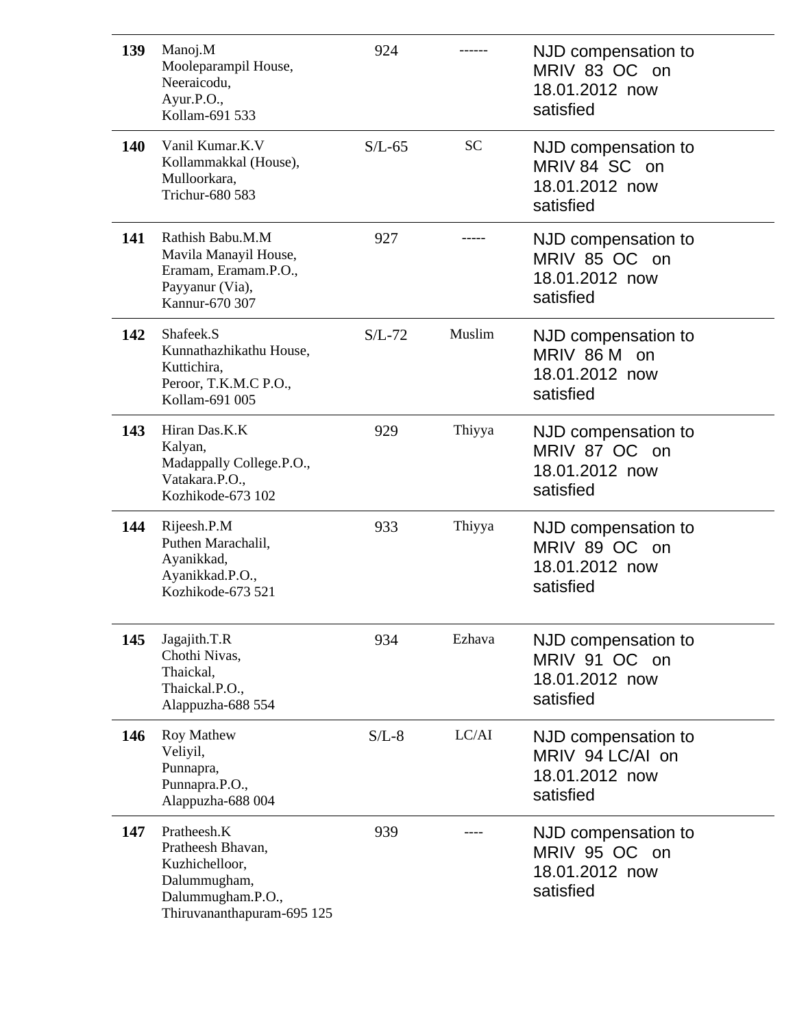| | | | | |
|---|---|---|---|---|
| **139** | Manoj.M<br>Mooleparampil House,<br>Neeraicodu,<br>Ayur.P.O.,<br>Kollam-691 533 | 924 | ------ | NJD compensation to MRIV 83 OC on 18.01.2012 now satisfied |
| **140** | Vanil Kumar.K.V<br>Kollammakkal (House),<br>Mulloorkara,<br>Trichur-680 583 | S/L-65 | SC | NJD compensation to MRIV 84 SC on 18.01.2012 now satisfied |
| **141** | Rathish Babu.M.M<br>Mavila Manayil House,<br>Eramam, Eramam.P.O.,<br>Payyanur (Via),<br>Kannur-670 307 | 927 | ----- | NJD compensation to MRIV 85 OC on 18.01.2012 now satisfied |
| **142** | Shafeek.S<br>Kunnathazhikathu House,<br>Kuttichira,<br>Peroor, T.K.M.C P.O.,<br>Kollam-691 005 | S/L-72 | Muslim | NJD compensation to MRIV 86 M on 18.01.2012 now satisfied |
| **143** | Hiran Das.K.K<br>Kalyan,<br>Madappally College.P.O.,<br>Vatakara.P.O.,<br>Kozhikode-673 102 | 929 | Thiyya | NJD compensation to MRIV 87 OC on 18.01.2012 now satisfied |
| **144** | Rijeesh.P.M<br>Puthen Marachalil,<br>Ayanikkad,<br>Ayanikkad.P.O.,<br>Kozhikode-673 521 | 933 | Thiyya | NJD compensation to MRIV 89 OC on 18.01.2012 now satisfied |
| **145** | Jagajith.T.R<br>Chothi Nivas,<br>Thaickal,<br>Thaickal.P.O.,<br>Alappuzha-688 554 | 934 | Ezhava | NJD compensation to MRIV 91 OC on 18.01.2012 now satisfied |
| **146** | Roy Mathew<br>Veliyil,<br>Punnapra,<br>Punnapra.P.O.,<br>Alappuzha-688 004 | S/L-8 | LC/AI | NJD compensation to MRIV 94 LC/AI on 18.01.2012 now satisfied |
| **147** | Pratheesh.K<br>Pratheesh Bhavan,<br>Kuzhichelloor,<br>Dalummugham,<br>Dalummugham.P.O.,<br>Thiruvananthapuram-695 125 | 939 | ---- | NJD compensation to MRIV 95 OC on 18.01.2012 now satisfied |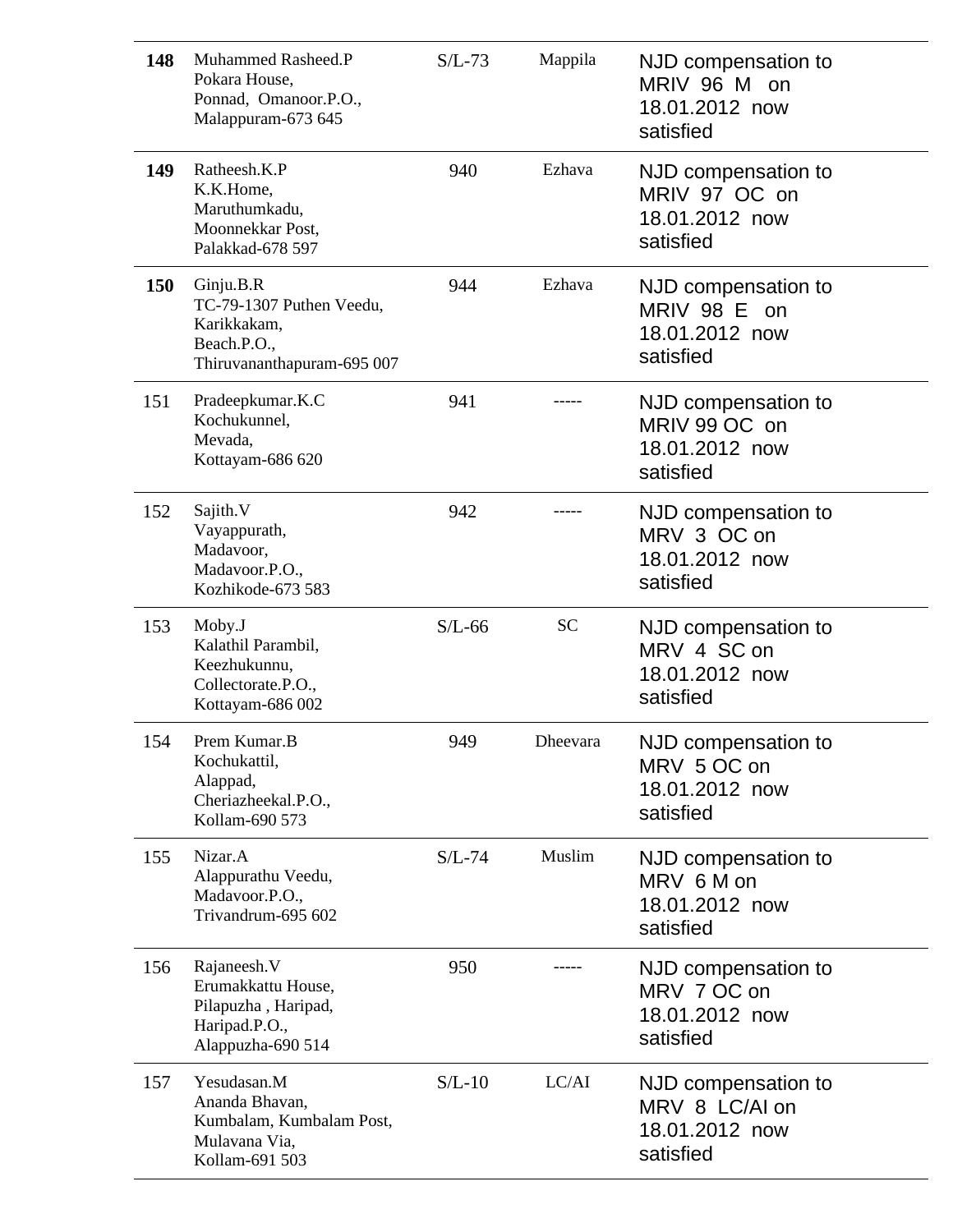| | | | | |
|---|---|---|---|---|
| **148** | Muhammed Rasheed.P<br>Pokara House,<br>Ponnad, Omanoor.P.O.,<br>Malappuram-673 645 | S/L-73 | Mappila | NJD compensation to MRIV 96 M on 18.01.2012 now satisfied |
| **149** | Ratheesh.K.P<br>K.K.Home,<br>Maruthumkadu,<br>Moonnekkar Post,<br>Palakkad-678 597 | 940 | Ezhava | NJD compensation to MRIV 97 OC on 18.01.2012 now satisfied |
| **150** | Ginju.B.R<br>TC-79-1307 Puthen Veedu,<br>Karikkakam,<br>Beach.P.O.,<br>Thiruvananthapuram-695 007 | 944 | Ezhava | NJD compensation to MRIV 98 E on 18.01.2012 now satisfied |
| 151 | Pradeepkumar.K.C<br>Kochukunnel,<br>Mevada,<br>Kottayam-686 620 | 941 | ----- | NJD compensation to MRIV 99 OC on 18.01.2012 now satisfied |
| 152 | Sajith.V<br>Vayappurath,<br>Madavoor,<br>Madavoor.P.O.,<br>Kozhikode-673 583 | 942 | ----- | NJD compensation to MRV 3 OC on 18.01.2012 now satisfied |
| 153 | Moby.J<br>Kalathil Parambil,<br>Keezhukunnu,<br>Collectorate.P.O.,<br>Kottayam-686 002 | S/L-66 | SC | NJD compensation to MRV 4 SC on 18.01.2012 now satisfied |
| 154 | Prem Kumar.B<br>Kochukattil,<br>Alappad,<br>Cheriazheekal.P.O.,<br>Kollam-690 573 | 949 | Dheevara | NJD compensation to MRV 5 OC on 18.01.2012 now satisfied |
| 155 | Nizar.A<br>Alappurathu Veedu,<br>Madavoor.P.O.,<br>Trivandrum-695 602 | S/L-74 | Muslim | NJD compensation to MRV 6 M on 18.01.2012 now satisfied |
| 156 | Rajaneesh.V<br>Erumakkattu House,<br>Pilapuzha , Haripad,<br>Haripad.P.O.,<br>Alappuzha-690 514 | 950 | ----- | NJD compensation to MRV 7 OC on 18.01.2012 now satisfied |
| 157 | Yesudasan.M<br>Ananda Bhavan,<br>Kumbalam, Kumbalam Post,<br>Mulavana Via,<br>Kollam-691 503 | S/L-10 | LC/AI | NJD compensation to MRV 8 LC/AI on 18.01.2012 now satisfied |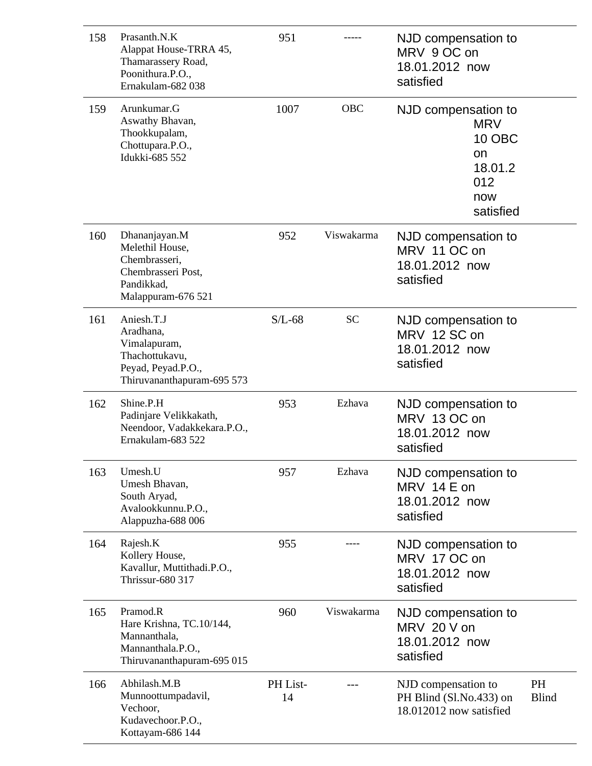| | | | | | |
|---|---|---|---|---|---|
| 158 | Prasanth.N.K<br>Alappat House-TRRA 45,<br>Thamarassery Road,<br>Poonithura.P.O.,<br>Ernakulam-682 038 | 951 | ----- | NJD compensation to MRV 9 OC on 18.01.2012 now satisfied | |
| 159 | Arunkumar.G<br>Aswathy Bhavan,<br>Thookkupalam,<br>Chottupara.P.O.,<br>Idukki-685 552 | 1007 | OBC | NJD compensation to MRV 10 OBC on 18.01.2012 now satisfied | |
| 160 | Dhananjayan.M<br>Melethil House,<br>Chembrasseri,<br>Chembrasseri Post,<br>Pandikkad,<br>Malappuram-676 521 | 952 | Viswakarma | NJD compensation to MRV 11 OC on 18.01.2012 now satisfied | |
| 161 | Aniesh.T.J<br>Aradhana,<br>Vimalapuram,<br>Thachottukavu,<br>Peyad, Peyad.P.O.,<br>Thiruvananthapuram-695 573 | S/L-68 | SC | NJD compensation to MRV 12 SC on 18.01.2012 now satisfied | |
| 162 | Shine.P.H<br>Padinjare Velikkakath,<br>Neendoor, Vadakkekara.P.O.,<br>Ernakulam-683 522 | 953 | Ezhava | NJD compensation to MRV 13 OC on 18.01.2012 now satisfied | |
| 163 | Umesh.U<br>Umesh Bhavan,<br>South Aryad,<br>Avalookkunnu.P.O.,<br>Alappuzha-688 006 | 957 | Ezhava | NJD compensation to MRV 14 E on 18.01.2012 now satisfied | |
| 164 | Rajesh.K<br>Kollery House,<br>Kavallur, Muttithadi.P.O.,<br>Thrissur-680 317 | 955 | ---- | NJD compensation to MRV 17 OC on 18.01.2012 now satisfied | |
| 165 | Pramod.R<br>Hare Krishna, TC.10/144,<br>Mannanthala,<br>Mannanthala.P.O.,<br>Thiruvananthapuram-695 015 | 960 | Viswakarma | NJD compensation to MRV 20 V on 18.01.2012 now satisfied | |
| 166 | Abhilash.M.B<br>Munnoottumpadavil,<br>Vechoor,<br>Kudavechoor.P.O.,<br>Kottayam-686 144 | PH List-14 | --- | NJD compensation to PH Blind (Sl.No.433) on 18.012012 now satisfied | PH Blind |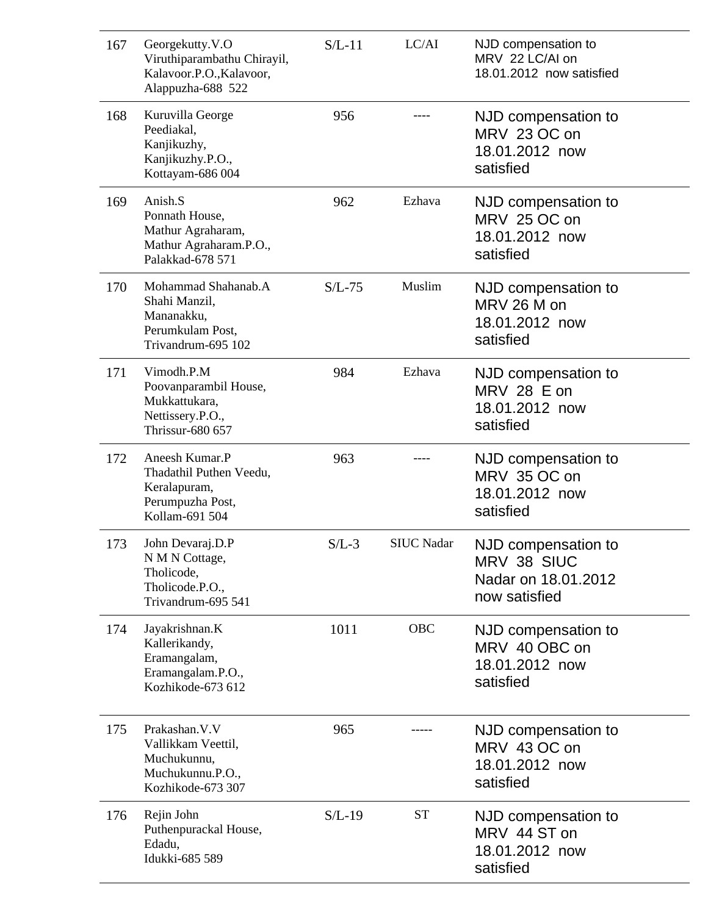| | | | | |
|---|---|---|---|---|
| 167 | Georgekutty.V.O<br>Viruthiparambathu Chirayil,<br>Kalavoor.P.O.,Kalavoor,<br>Alappuzha-688 522 | S/L-11 | LC/AI | NJD compensation to MRV 22 LC/AI on 18.01.2012 now satisfied |
| 168 | Kuruvilla George<br>Peediakal,<br>Kanjikuzhy,<br>Kanjikuzhy.P.O.,<br>Kottayam-686 004 | 956 | ---- | NJD compensation to MRV 23 OC on 18.01.2012 now satisfied |
| 169 | Anish.S<br>Ponnath House,<br>Mathur Agraharam,<br>Mathur Agraharam.P.O.,<br>Palakkad-678 571 | 962 | Ezhava | NJD compensation to MRV 25 OC on 18.01.2012 now satisfied |
| 170 | Mohammad Shahanab.A<br>Shahi Manzil,<br>Mananakku,<br>Perumkulam Post,<br>Trivandrum-695 102 | S/L-75 | Muslim | NJD compensation to MRV 26 M on 18.01.2012 now satisfied |
| 171 | Vimodh.P.M<br>Poovanparambil House,<br>Mukkattukara,<br>Nettissery.P.O.,<br>Thrissur-680 657 | 984 | Ezhava | NJD compensation to MRV 28 E on 18.01.2012 now satisfied |
| 172 | Aneesh Kumar.P<br>Thadathil Puthen Veedu,<br>Keralapuram,<br>Perumpuzha Post,<br>Kollam-691 504 | 963 | ---- | NJD compensation to MRV 35 OC on 18.01.2012 now satisfied |
| 173 | John Devaraj.D.P<br>N M N Cottage,<br>Tholicode,<br>Tholicode.P.O.,<br>Trivandrum-695 541 | S/L-3 | SIUC Nadar | NJD compensation to MRV 38 SIUC Nadar on 18.01.2012 now satisfied |
| 174 | Jayakrishnan.K<br>Kallerikandy,<br>Eramangalam,<br>Eramangalam.P.O.,<br>Kozhikode-673 612 | 1011 | OBC | NJD compensation to MRV 40 OBC on 18.01.2012 now satisfied |
| 175 | Prakashan.V.V<br>Vallikkam Veettil,<br>Muchukunnu,<br>Muchukunnu.P.O.,<br>Kozhikode-673 307 | 965 | ----- | NJD compensation to MRV 43 OC on 18.01.2012 now satisfied |
| 176 | Rejin John<br>Puthenpurackal House,<br>Edadu,<br>Idukki-685 589 | S/L-19 | ST | NJD compensation to MRV 44 ST on 18.01.2012 now satisfied |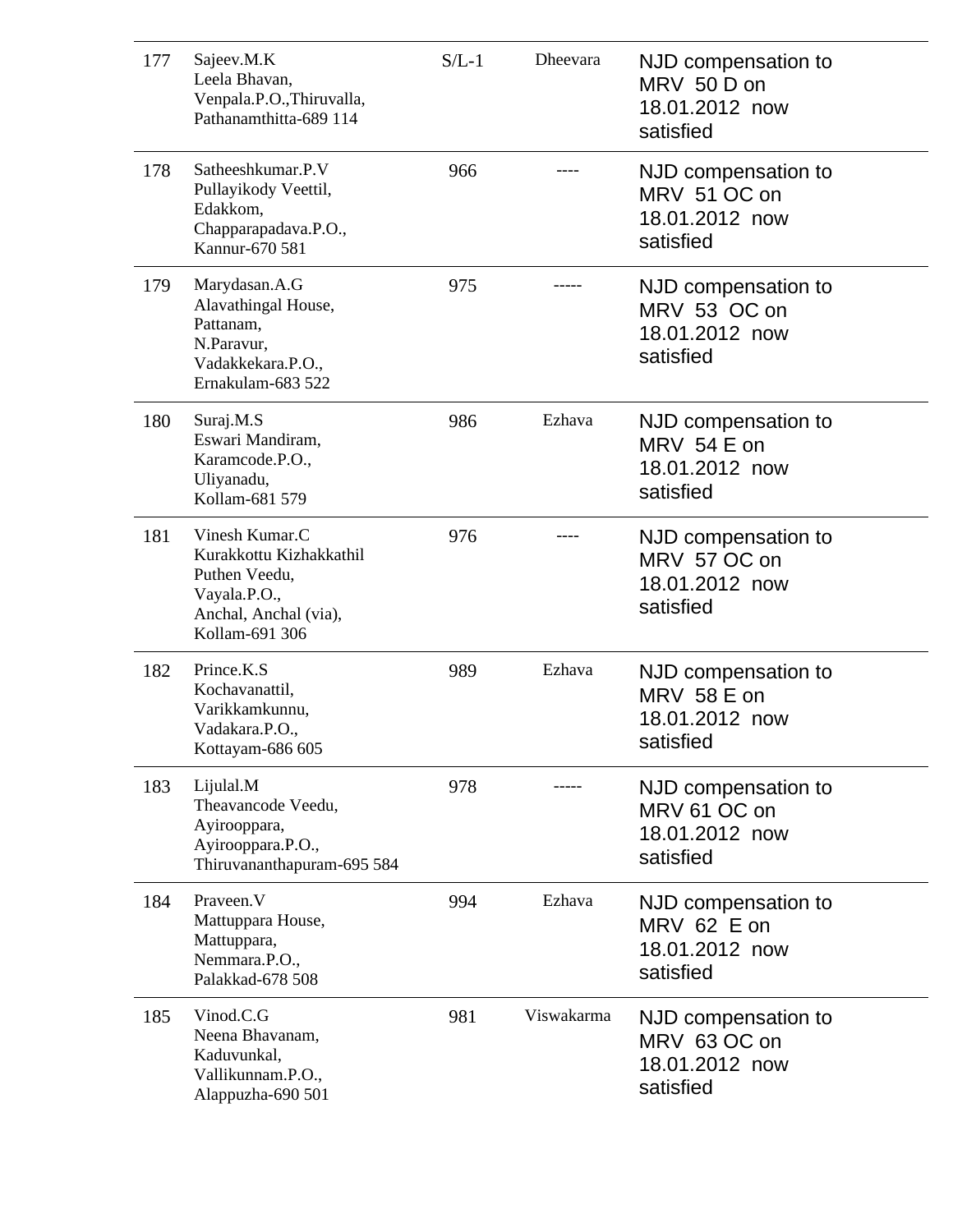| | | | | |
|---|---|---|---|---|
| 177 | Sajeev.M.K<br>Leela Bhavan,<br>Venpala.P.O.,Thiruvalla,<br>Pathanamthitta-689 114 | S/L-1 | Dheevara | NJD compensation to MRV 50 D on 18.01.2012 now satisfied |
| 178 | Satheeshkumar.P.V<br>Pullayikody Veettil,<br>Edakkom,<br>Chapparapadava.P.O.,<br>Kannur-670 581 | 966 | ---- | NJD compensation to MRV 51 OC on 18.01.2012 now satisfied |
| 179 | Marydasan.A.G<br>Alavathingal House,<br>Pattanam,<br>N.Paravur,<br>Vadakkekara.P.O.,<br>Ernakulam-683 522 | 975 | ----- | NJD compensation to MRV 53 OC on 18.01.2012 now satisfied |
| 180 | Suraj.M.S<br>Eswari Mandiram,<br>Karamcode.P.O.,<br>Uliyanadu,<br>Kollam-681 579 | 986 | Ezhava | NJD compensation to MRV 54 E on 18.01.2012 now satisfied |
| 181 | Vinesh Kumar.C<br>Kurakkottu Kizhakkathil<br>Puthen Veedu,<br>Vayala.P.O.,<br>Anchal, Anchal (via),<br>Kollam-691 306 | 976 | ---- | NJD compensation to MRV 57 OC on 18.01.2012 now satisfied |
| 182 | Prince.K.S<br>Kochavanattil,<br>Varikkamkunnu,<br>Vadakara.P.O.,<br>Kottayam-686 605 | 989 | Ezhava | NJD compensation to MRV 58 E on 18.01.2012 now satisfied |
| 183 | Lijulal.M<br>Theavancode Veedu,<br>Ayirooppara,<br>Ayirooppara.P.O.,<br>Thiruvananthapuram-695 584 | 978 | ----- | NJD compensation to MRV 61 OC on 18.01.2012 now satisfied |
| 184 | Praveen.V<br>Mattuppara House,<br>Mattuppara,<br>Nemmara.P.O.,<br>Palakkad-678 508 | 994 | Ezhava | NJD compensation to MRV 62 E on 18.01.2012 now satisfied |
| 185 | Vinod.C.G<br>Neena Bhavanam,<br>Kaduvunkal,<br>Vallikunnam.P.O.,<br>Alappuzha-690 501 | 981 | Viswakarma | NJD compensation to MRV 63 OC on 18.01.2012 now satisfied |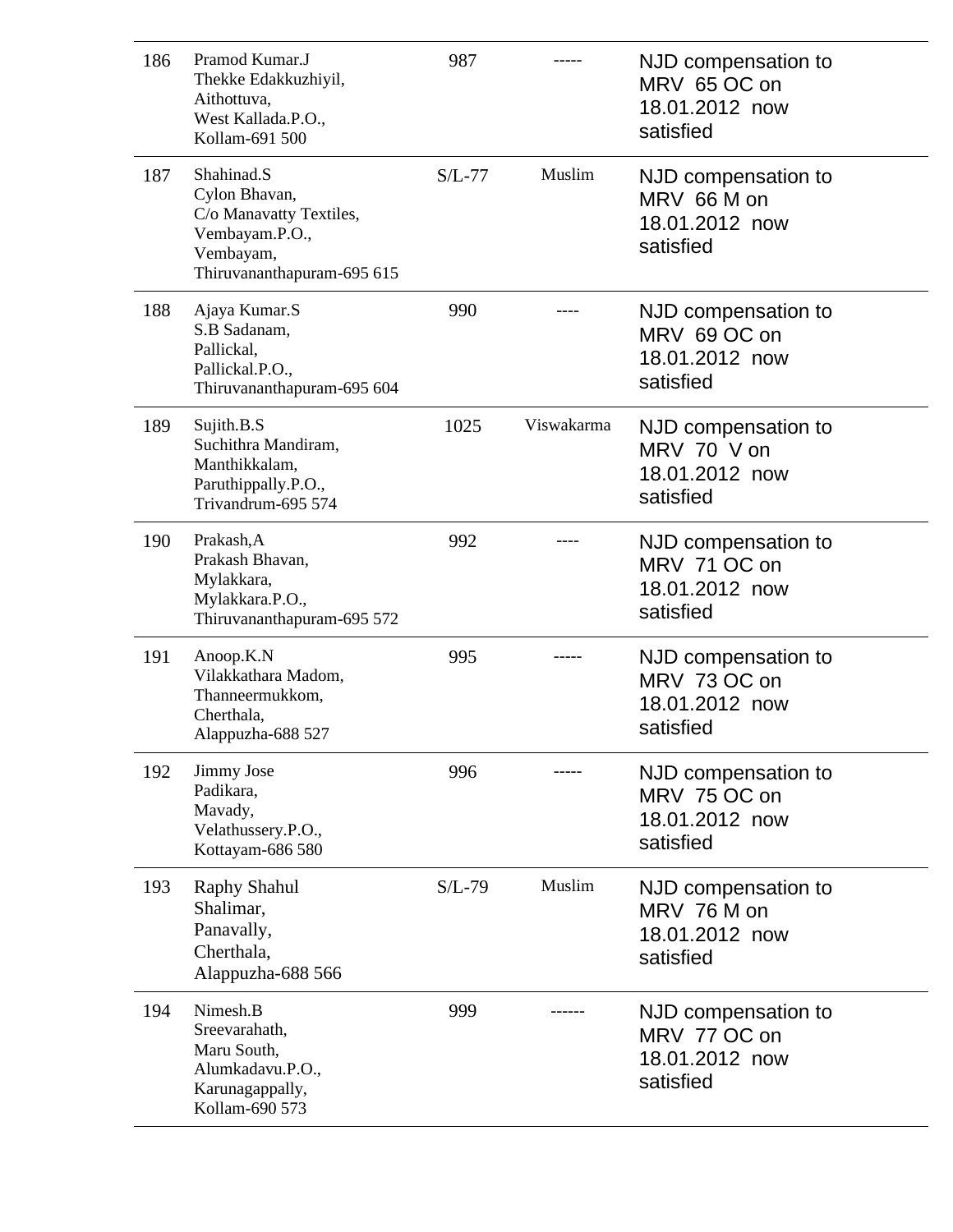| | | | | |
|---|---|---|---|---|
| 186 | Pramod Kumar.J<br>Thekke Edakkuzhiyil,<br>Aithottuva,<br>West Kallada.P.O.,<br>Kollam-691 500 | 987 | ----- | NJD compensation to MRV 65 OC on 18.01.2012 now satisfied |
| 187 | Shahinad.S<br>Cylon Bhavan,<br>C/o Manavatty Textiles,<br>Vembayam.P.O.,<br>Vembayam,<br>Thiruvananthapuram-695 615 | S/L-77 | Muslim | NJD compensation to MRV 66 M on 18.01.2012 now satisfied |
| 188 | Ajaya Kumar.S<br>S.B Sadanam,<br>Pallickal,<br>Pallickal.P.O.,<br>Thiruvananthapuram-695 604 | 990 | ---- | NJD compensation to MRV 69 OC on 18.01.2012 now satisfied |
| 189 | Sujith.B.S<br>Suchithra Mandiram,<br>Manthikkalam,<br>Paruthippally.P.O.,<br>Trivandrum-695 574 | 1025 | Viswakarma | NJD compensation to MRV 70 V on 18.01.2012 now satisfied |
| 190 | Prakash,A<br>Prakash Bhavan,<br>Mylakkara,<br>Mylakkara.P.O.,<br>Thiruvananthapuram-695 572 | 992 | ---- | NJD compensation to MRV 71 OC on 18.01.2012 now satisfied |
| 191 | Anoop.K.N<br>Vilakkathara Madom,<br>Thanneermukkom,<br>Cherthala,<br>Alappuzha-688 527 | 995 | ----- | NJD compensation to MRV 73 OC on 18.01.2012 now satisfied |
| 192 | Jimmy Jose<br>Padikara,<br>Mavady,<br>Velathussery.P.O.,<br>Kottayam-686 580 | 996 | ----- | NJD compensation to MRV 75 OC on 18.01.2012 now satisfied |
| 193 | Raphy Shahul<br>Shalimar,<br>Panavally,<br>Cherthala,<br>Alappuzha-688 566 | S/L-79 | Muslim | NJD compensation to MRV 76 M on 18.01.2012 now satisfied |
| 194 | Nimesh.B<br>Sreevarahath,<br>Maru South,<br>Alumkadavu.P.O.,<br>Karunagappally,<br>Kollam-690 573 | 999 | ------ | NJD compensation to MRV 77 OC on 18.01.2012 now satisfied |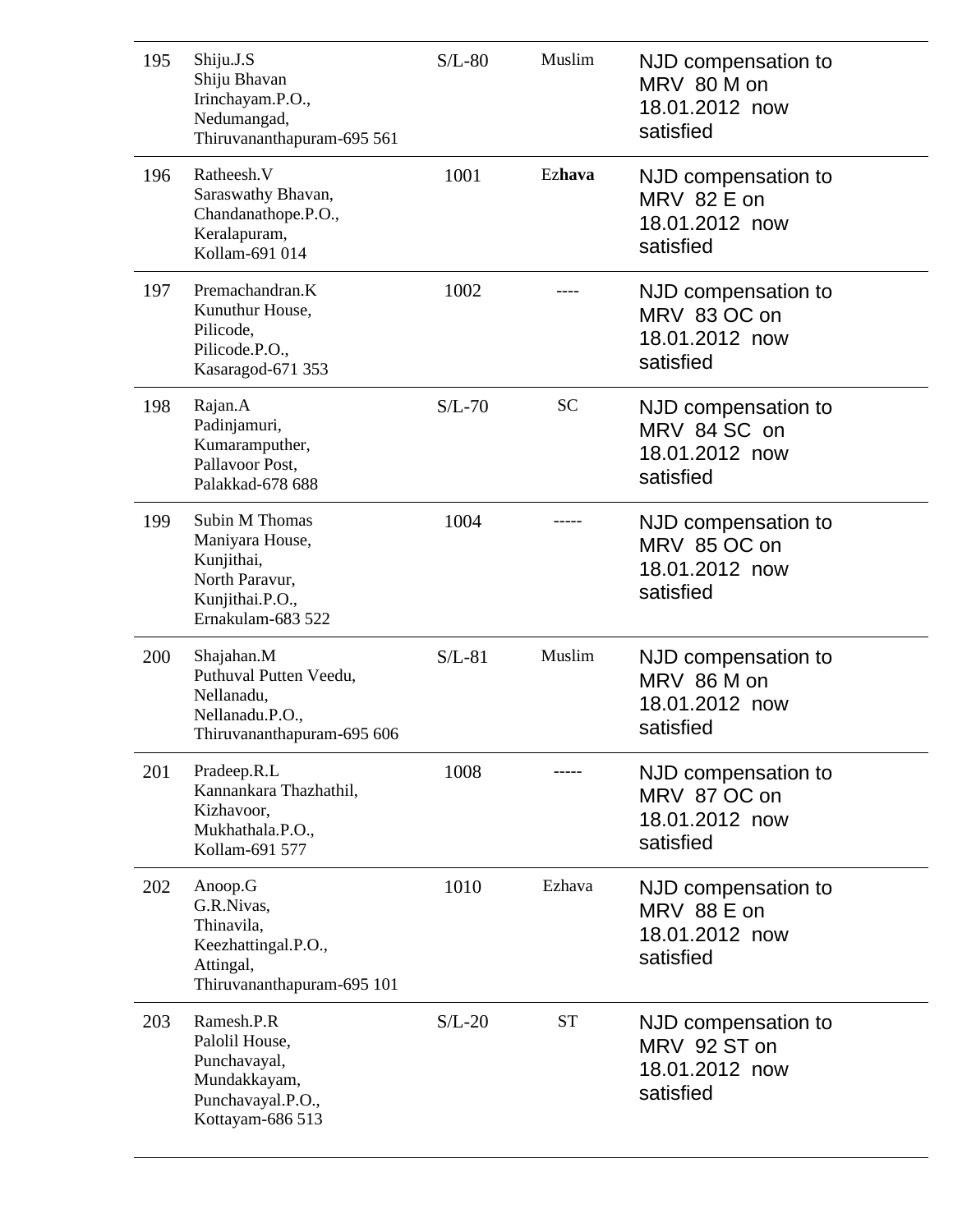| | | | | |
|---|---|---|---|---|
| 195 | Shiju.J.S<br>Shiju Bhavan<br>Irinchayam.P.O.,<br>Nedumangad,<br>Thiruvananthapuram-695 561 | S/L-80 | Muslim | NJD compensation to MRV 80 M on 18.01.2012 now satisfied |
| 196 | Ratheesh.V<br>Saraswathy Bhavan,<br>Chandanathope.P.O.,<br>Keralapuram,<br>Kollam-691 014 | 1001 | Ez**hava** | NJD compensation to MRV 82 E on 18.01.2012 now satisfied |
| 197 | Premachandran.K<br>Kunuthur House,<br>Pilicode,<br>Pilicode.P.O.,<br>Kasaragod-671 353 | 1002 | ---- | NJD compensation to MRV 83 OC on 18.01.2012 now satisfied |
| 198 | Rajan.A<br>Padinjamuri,<br>Kumaramputher,<br>Pallavoor Post,<br>Palakkad-678 688 | S/L-70 | SC | NJD compensation to MRV 84 SC on 18.01.2012 now satisfied |
| 199 | Subin M Thomas<br>Maniyara House,<br>Kunjithai,<br>North Paravur,<br>Kunjithai.P.O.,<br>Ernakulam-683 522 | 1004 | ----- | NJD compensation to MRV 85 OC on 18.01.2012 now satisfied |
| 200 | Shajahan.M<br>Puthuval Putten Veedu,<br>Nellanadu,<br>Nellanadu.P.O.,<br>Thiruvananthapuram-695 606 | S/L-81 | Muslim | NJD compensation to MRV 86 M on 18.01.2012 now satisfied |
| 201 | Pradeep.R.L<br>Kannankara Thazhathil,<br>Kizhavoor,<br>Mukhathala.P.O.,<br>Kollam-691 577 | 1008 | ----- | NJD compensation to MRV 87 OC on 18.01.2012 now satisfied |
| 202 | Anoop.G<br>G.R.Nivas,<br>Thinavila,<br>Keezhattingal.P.O.,<br>Attingal,<br>Thiruvananthapuram-695 101 | 1010 | Ezhava | NJD compensation to MRV 88 E on 18.01.2012 now satisfied |
| 203 | Ramesh.P.R<br>Palolil House,<br>Punchavayal,<br>Mundakkayam,<br>Punchavayal.P.O.,<br>Kottayam-686 513 | S/L-20 | ST | NJD compensation to MRV 92 ST on 18.01.2012 now satisfied |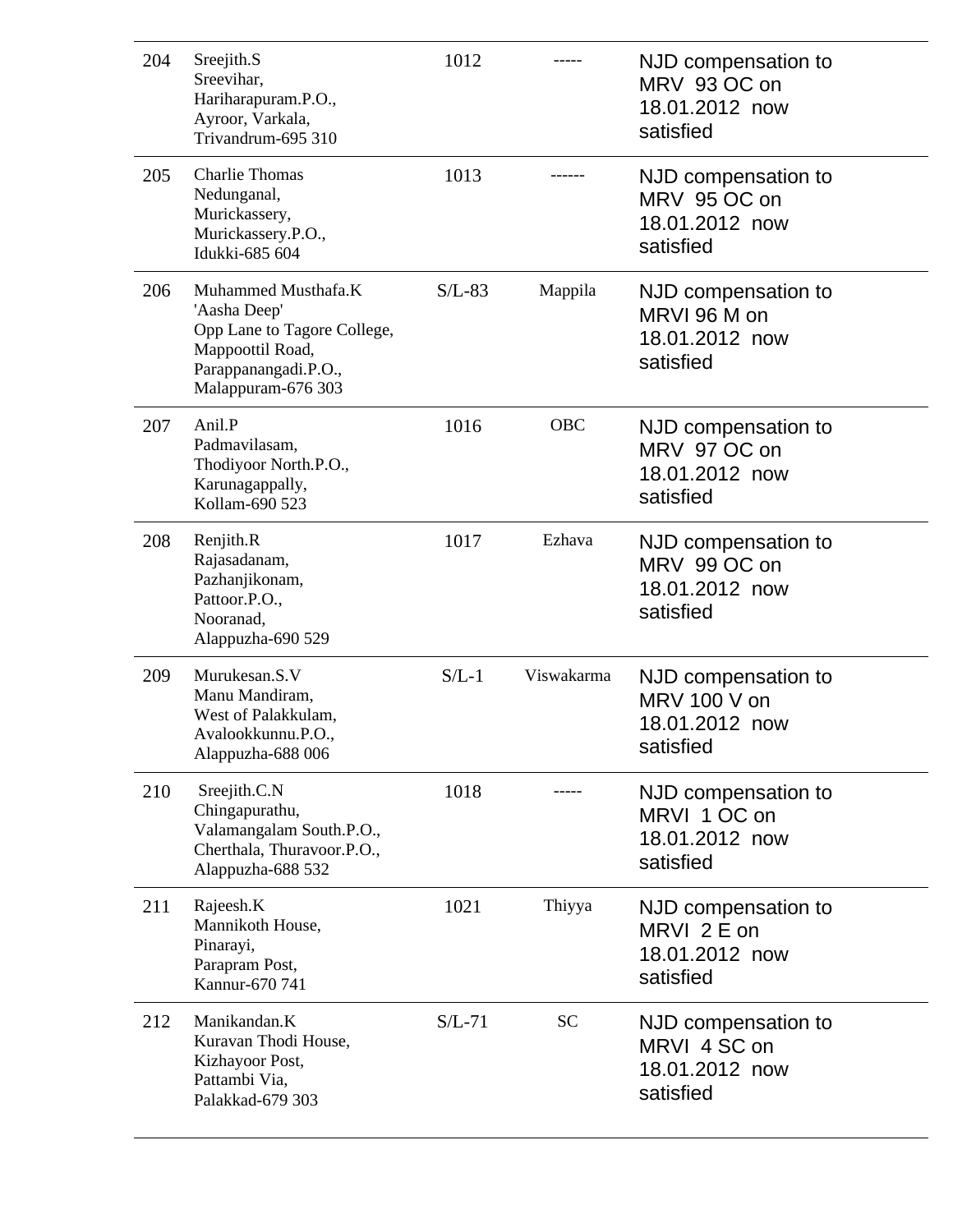| | | | | |
|---|---|---|---|---|
| 204 | Sreejith.S<br>Sreevihar,<br>Hariharapuram.P.O.,<br>Ayroor, Varkala,<br>Trivandrum-695 310 | 1012 | ----- | NJD compensation to MRV 93 OC on 18.01.2012 now satisfied |
| 205 | Charlie Thomas<br>Nedunganal,<br>Murickassery,<br>Murickassery.P.O.,<br>Idukki-685 604 | 1013 | ------ | NJD compensation to MRV 95 OC on 18.01.2012 now satisfied |
| 206 | Muhammed Musthafa.K<br>'Aasha Deep'<br>Opp Lane to Tagore College,<br>Mappoottil Road,<br>Parappanangadi.P.O.,<br>Malappuram-676 303 | S/L-83 | Mappila | NJD compensation to MRVI 96 M on 18.01.2012 now satisfied |
| 207 | Anil.P<br>Padmavilasam,<br>Thodiyoor North.P.O.,<br>Karunagappally,<br>Kollam-690 523 | 1016 | OBC | NJD compensation to MRV 97 OC on 18.01.2012 now satisfied |
| 208 | Renjith.R<br>Rajasadanam,<br>Pazhanjikonam,<br>Pattoor.P.O.,<br>Nooranad,<br>Alappuzha-690 529 | 1017 | Ezhava | NJD compensation to MRV 99 OC on 18.01.2012 now satisfied |
| 209 | Murukesan.S.V<br>Manu Mandiram,<br>West of Palakkulam,<br>Avalookkunnu.P.O.,<br>Alappuzha-688 006 | S/L-1 | Viswakarma | NJD compensation to MRV 100 V on 18.01.2012 now satisfied |
| 210 | Sreejith.C.N<br>Chingapurathu,<br>Valamangalam South.P.O.,<br>Cherthala, Thuravoor.P.O.,<br>Alappuzha-688 532 | 1018 | ----- | NJD compensation to MRVI 1 OC on 18.01.2012 now satisfied |
| 211 | Rajeesh.K<br>Mannikoth House,<br>Pinarayi,<br>Parapram Post,<br>Kannur-670 741 | 1021 | Thiyya | NJD compensation to MRVI 2 E on 18.01.2012 now satisfied |
| 212 | Manikandan.K<br>Kuravan Thodi House,<br>Kizhayoor Post,<br>Pattambi Via,<br>Palakkad-679 303 | S/L-71 | SC | NJD compensation to MRVI 4 SC on 18.01.2012 now satisfied |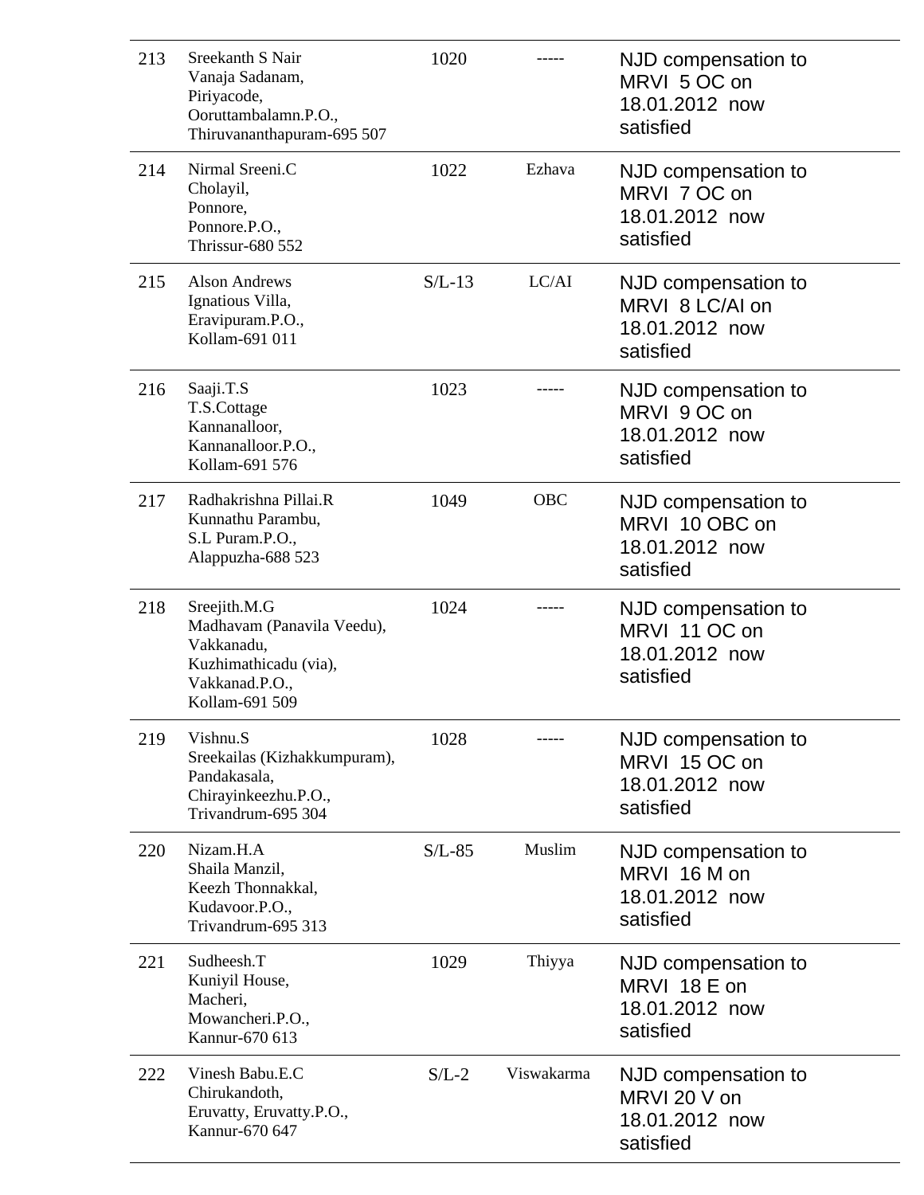| | | | | |
|---|---|---|---|---|
| 213 | Sreekanth S Nair<br>Vanaja Sadanam,<br>Piriyacode,<br>Ooruttambalamn.P.O.,<br>Thiruvananthapuram-695 507 | 1020 | ----- | NJD compensation to MRVI 5 OC on 18.01.2012 now satisfied |
| 214 | Nirmal Sreeni.C<br>Cholayil,<br>Ponnore,<br>Ponnore.P.O.,<br>Thrissur-680 552 | 1022 | Ezhava | NJD compensation to MRVI 7 OC on 18.01.2012 now satisfied |
| 215 | Alson Andrews<br>Ignatious Villa,<br>Eravipuram.P.O.,<br>Kollam-691 011 | S/L-13 | LC/AI | NJD compensation to MRVI 8 LC/AI on 18.01.2012 now satisfied |
| 216 | Saaji.T.S<br>T.S.Cottage<br>Kannanalloor,<br>Kannanalloor.P.O.,<br>Kollam-691 576 | 1023 | ----- | NJD compensation to MRVI 9 OC on 18.01.2012 now satisfied |
| 217 | Radhakrishna Pillai.R<br>Kunnathu Parambu,<br>S.L Puram.P.O.,<br>Alappuzha-688 523 | 1049 | OBC | NJD compensation to MRVI 10 OBC on 18.01.2012 now satisfied |
| 218 | Sreejith.M.G<br>Madhavam (Panavila Veedu),<br>Vakkanadu,<br>Kuzhimathicadu (via),<br>Vakkanad.P.O.,<br>Kollam-691 509 | 1024 | ----- | NJD compensation to MRVI 11 OC on 18.01.2012 now satisfied |
| 219 | Vishnu.S<br>Sreekailas (Kizhakkumpuram),<br>Pandakasala,<br>Chirayinkeezhu.P.O.,<br>Trivandrum-695 304 | 1028 | ----- | NJD compensation to MRVI 15 OC on 18.01.2012 now satisfied |
| 220 | Nizam.H.A<br>Shaila Manzil,<br>Keezh Thonnakkal,<br>Kudavoor.P.O.,<br>Trivandrum-695 313 | S/L-85 | Muslim | NJD compensation to MRVI 16 M on 18.01.2012 now satisfied |
| 221 | Sudheesh.T<br>Kuniyil House,<br>Macheri,<br>Mowancheri.P.O.,<br>Kannur-670 613 | 1029 | Thiyya | NJD compensation to MRVI 18 E on 18.01.2012 now satisfied |
| 222 | Vinesh Babu.E.C<br>Chirukandoth,<br>Eruvatty, Eruvatty.P.O.,<br>Kannur-670 647 | S/L-2 | Viswakarma | NJD compensation to MRVI 20 V on 18.01.2012 now satisfied |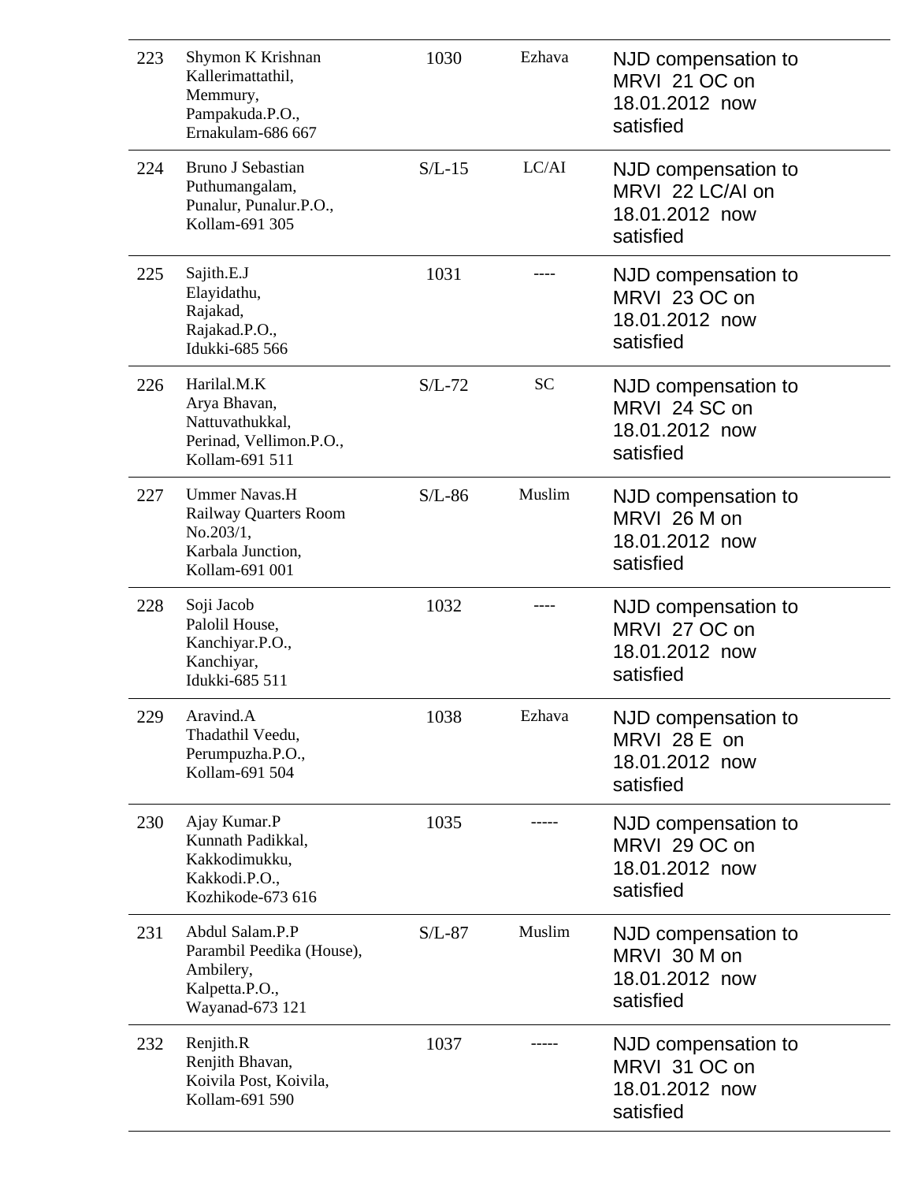| | | | | |
|---|---|---|---|---|
| 223 | Shymon K Krishnan<br>Kallerimattathil,<br>Memmury,<br>Pampakuda.P.O.,<br>Ernakulam-686 667 | 1030 | Ezhava | NJD compensation to MRVI 21 OC on 18.01.2012 now satisfied |
| 224 | Bruno J Sebastian<br>Puthumangalam,<br>Punalur, Punalur.P.O.,<br>Kollam-691 305 | S/L-15 | LC/AI | NJD compensation to MRVI 22 LC/AI on 18.01.2012 now satisfied |
| 225 | Sajith.E.J<br>Elayidathu,<br>Rajakad,<br>Rajakad.P.O.,<br>Idukki-685 566 | 1031 | ---- | NJD compensation to MRVI 23 OC on 18.01.2012 now satisfied |
| 226 | Harilal.M.K<br>Arya Bhavan,<br>Nattuvathukkal,<br>Perinad, Vellimon.P.O.,<br>Kollam-691 511 | S/L-72 | SC | NJD compensation to MRVI 24 SC on 18.01.2012 now satisfied |
| 227 | Ummer Navas.H<br>Railway Quarters Room No.203/1,<br>Karbala Junction,<br>Kollam-691 001 | S/L-86 | Muslim | NJD compensation to MRVI 26 M on 18.01.2012 now satisfied |
| 228 | Soji Jacob<br>Palolil House,<br>Kanchiyar.P.O.,<br>Kanchiyar,<br>Idukki-685 511 | 1032 | ---- | NJD compensation to MRVI 27 OC on 18.01.2012 now satisfied |
| 229 | Aravind.A<br>Thadathil Veedu,<br>Perumpuzha.P.O.,<br>Kollam-691 504 | 1038 | Ezhava | NJD compensation to MRVI 28 E on 18.01.2012 now satisfied |
| 230 | Ajay Kumar.P<br>Kunnath Padikkal,<br>Kakkodimukku,<br>Kakkodi.P.O.,<br>Kozhikode-673 616 | 1035 | ----- | NJD compensation to MRVI 29 OC on 18.01.2012 now satisfied |
| 231 | Abdul Salam.P.P<br>Parambil Peedika (House),<br>Ambilery,<br>Kalpetta.P.O.,<br>Wayanad-673 121 | S/L-87 | Muslim | NJD compensation to MRVI 30 M on 18.01.2012 now satisfied |
| 232 | Renjith.R<br>Renjith Bhavan,<br>Koivila Post, Koivila,<br>Kollam-691 590 | 1037 | ----- | NJD compensation to MRVI 31 OC on 18.01.2012 now satisfied |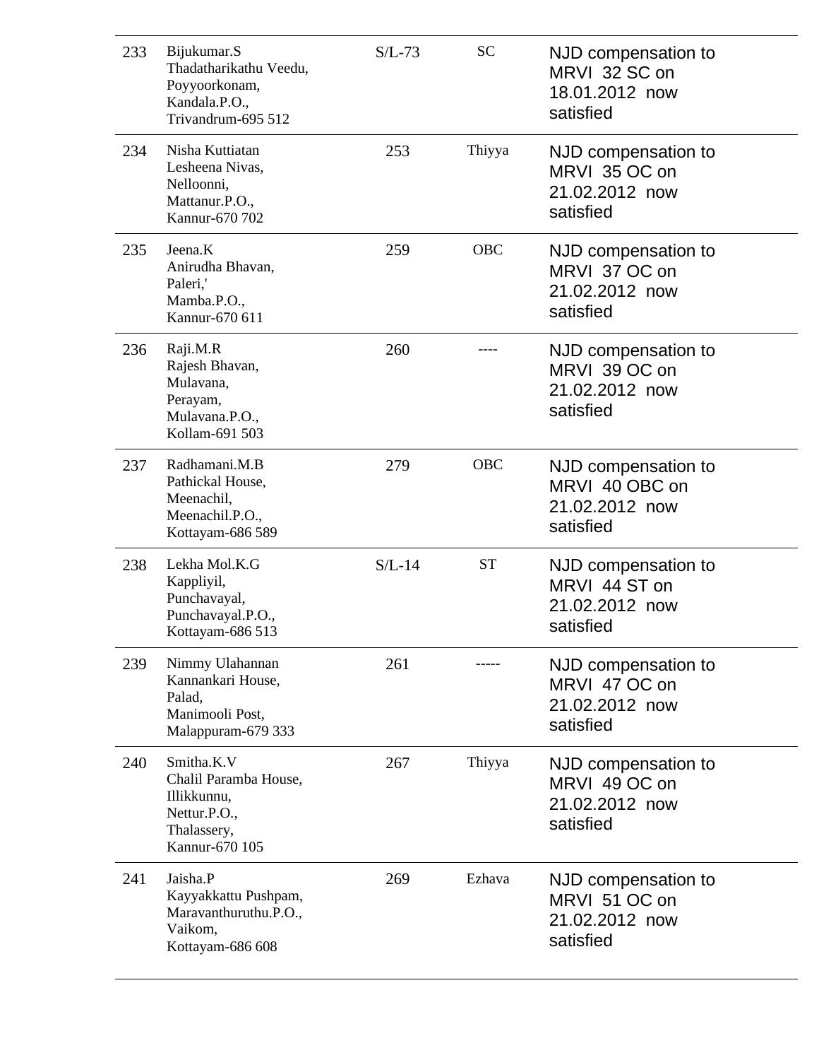| | | | | |
|---|---|---|---|---|
| 233 | Bijukumar.S<br>Thadatharikathu Veedu,<br>Poyyoorkonam,<br>Kandala.P.O.,<br>Trivandrum-695 512 | S/L-73 | SC | NJD compensation to MRVI 32 SC on 18.01.2012 now satisfied |
| 234 | Nisha Kuttiatan<br>Lesheena Nivas,<br>Nelloonni,<br>Mattanur.P.O.,<br>Kannur-670 702 | 253 | Thiyya | NJD compensation to MRVI 35 OC on 21.02.2012 now satisfied |
| 235 | Jeena.K<br>Anirudha Bhavan,<br>Paleri,'<br>Mamba.P.O.,<br>Kannur-670 611 | 259 | OBC | NJD compensation to MRVI 37 OC on 21.02.2012 now satisfied |
| 236 | Raji.M.R<br>Rajesh Bhavan,<br>Mulavana,<br>Perayam,<br>Mulavana.P.O.,<br>Kollam-691 503 | 260 | ---- | NJD compensation to MRVI 39 OC on 21.02.2012 now satisfied |
| 237 | Radhamani.M.B<br>Pathickal House,<br>Meenachil,<br>Meenachil.P.O.,<br>Kottayam-686 589 | 279 | OBC | NJD compensation to MRVI 40 OBC on 21.02.2012 now satisfied |
| 238 | Lekha Mol.K.G<br>Kappliyil,<br>Punchavayal,<br>Punchavayal.P.O.,<br>Kottayam-686 513 | S/L-14 | ST | NJD compensation to MRVI 44 ST on 21.02.2012 now satisfied |
| 239 | Nimmy Ulahannan<br>Kannankari House,<br>Palad,<br>Manimooli Post,<br>Malappuram-679 333 | 261 | ----- | NJD compensation to MRVI 47 OC on 21.02.2012 now satisfied |
| 240 | Smitha.K.V<br>Chalil Paramba House,<br>Illikkunnu,<br>Nettur.P.O.,<br>Thalassery,<br>Kannur-670 105 | 267 | Thiyya | NJD compensation to MRVI 49 OC on 21.02.2012 now satisfied |
| 241 | Jaisha.P<br>Kayyakkattu Pushpam,<br>Maravanthuruthu.P.O.,<br>Vaikom,<br>Kottayam-686 608 | 269 | Ezhava | NJD compensation to MRVI 51 OC on 21.02.2012 now satisfied |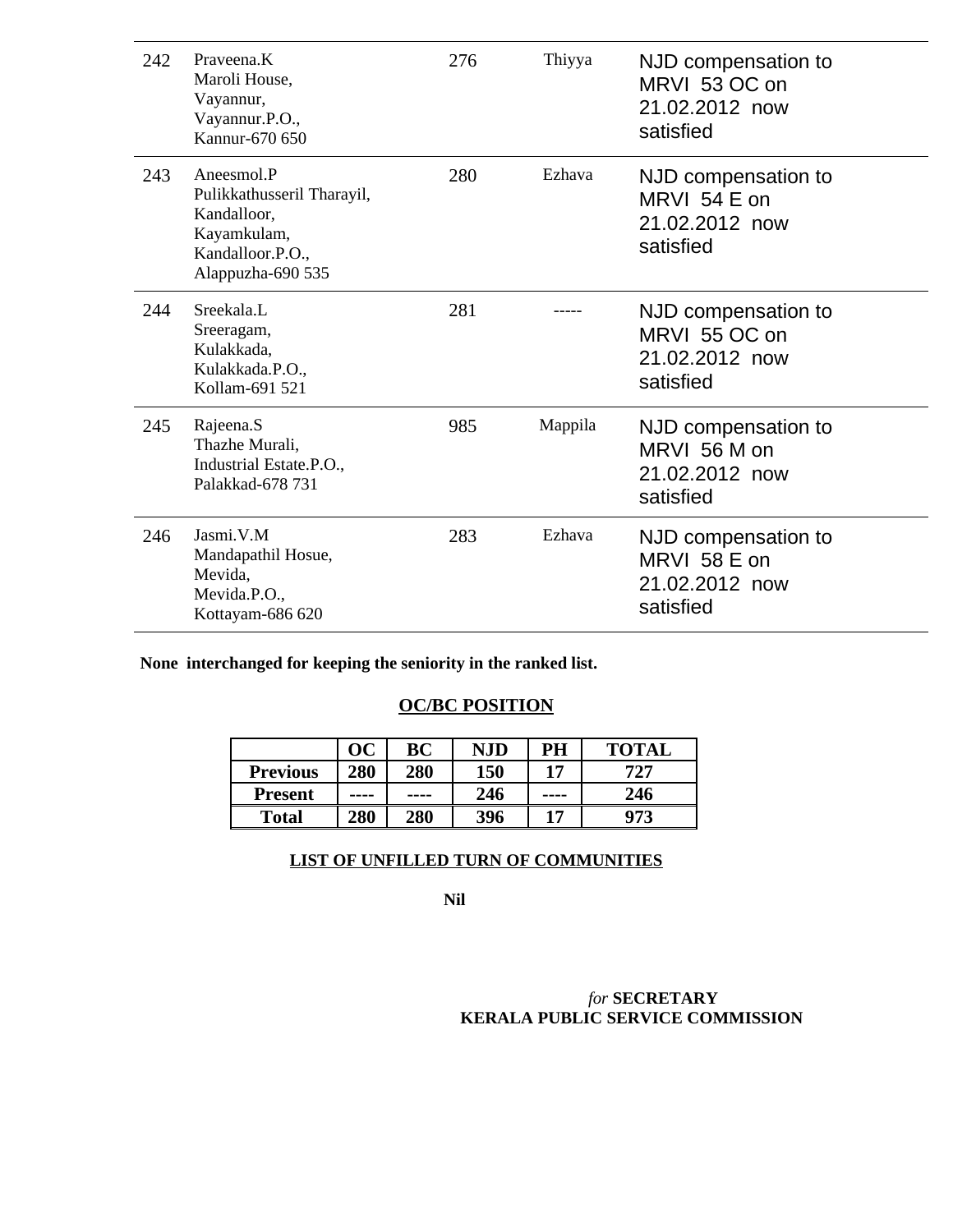| | | | | |
|---|---|---|---|---|
| 242 | Praveena.K<br>Maroli House,<br>Vayannur,<br>Vayannur.P.O.,<br>Kannur-670 650 | 276 | Thiyya | NJD compensation to MRVI 53 OC on 21.02.2012 now satisfied |
| 243 | Aneesmol.P<br>Pulikkathusseril Tharayil,<br>Kandalloor,<br>Kayamkulam,<br>Kandalloor.P.O.,<br>Alappuzha-690 535 | 280 | Ezhava | NJD compensation to MRVI 54 E on 21.02.2012 now satisfied |
| 244 | Sreekala.L<br>Sreeragam,<br>Kulakkada,<br>Kulakkada.P.O.,<br>Kollam-691 521 | 281 | ----- | NJD compensation to MRVI 55 OC on 21.02.2012 now satisfied |
| 245 | Rajeena.S<br>Thazhe Murali,<br>Industrial Estate.P.O.,<br>Palakkad-678 731 | 985 | Mappila | NJD compensation to MRVI 56 M on 21.02.2012 now satisfied |
| 246 | Jasmi.V.M<br>Mandapathil Hosue,<br>Mevida,<br>Mevida.P.O.,<br>Kottayam-686 620 | 283 | Ezhava | NJD compensation to MRVI 58 E on 21.02.2012 now satisfied |

**None interchanged for keeping the seniority in the ranked list.**

## OC/BC POSITION

| | OC | BC | NJD | PH | TOTAL |
|---|---|---|---|---|---|
| **Previous** | **280** | **280** | **150** | **17** | **727** |
| **Present** | **----** | **----** | **246** | **----** | **246** |
| **Total** | **280** | **280** | **396** | **17** | **973** |

## LIST OF UNFILLED TURN OF COMMUNITIES

**Nil**

*for* **SECRETARY**
**KERALA PUBLIC SERVICE COMMISSION**